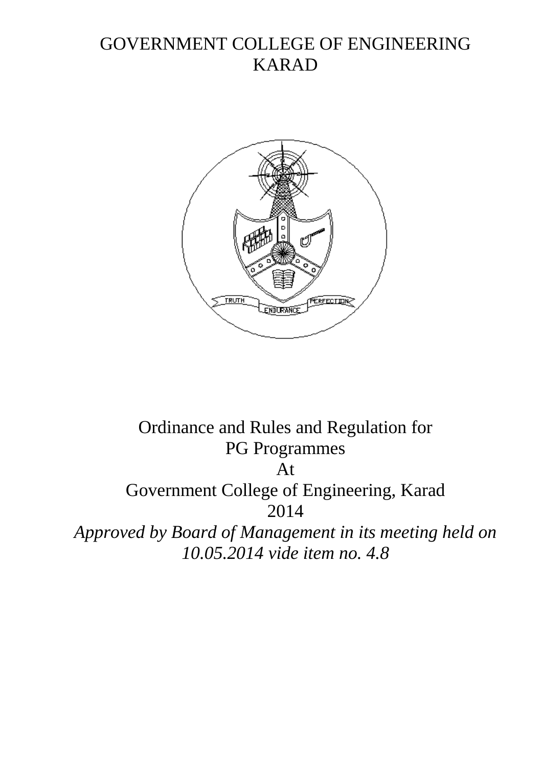# GOVERNMENT COLLEGE OF ENGINEERING KARAD

TRUTH ENDURANCE PERFECTION

## Ordinance and Rules and Regulation for PG Programmes At Government College of Engineering, Karad 2014

*Approved by Board of Management in its meeting held on 10.05.2014 vide item no. 4.8*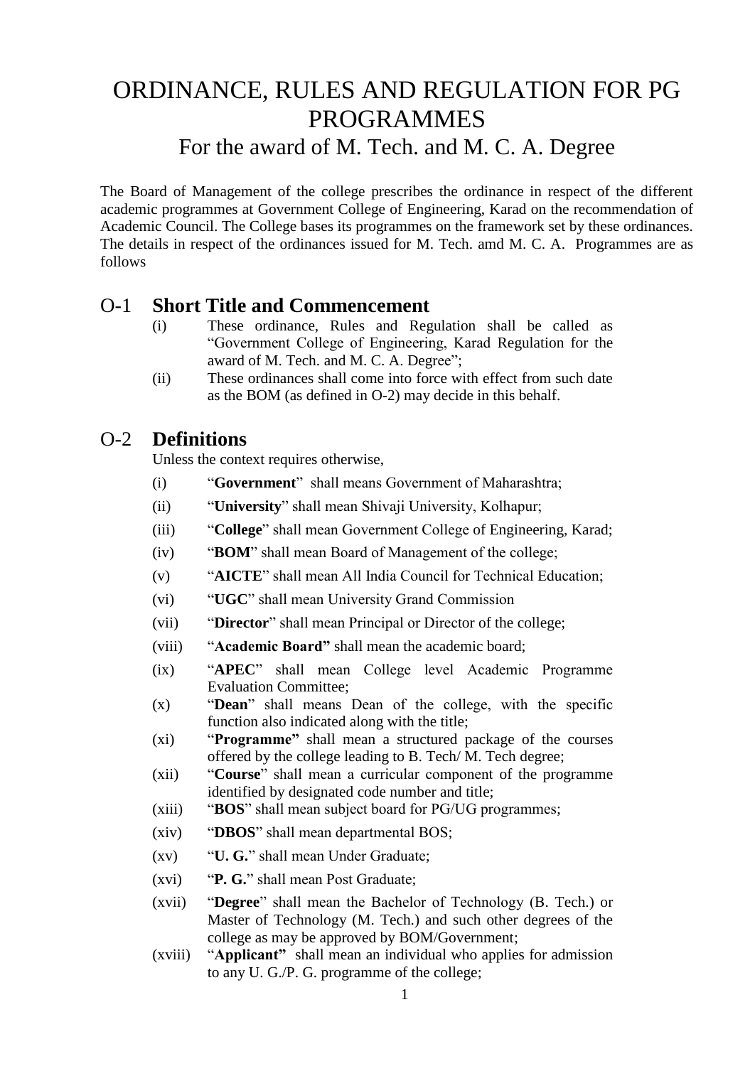# ORDINANCE, RULES AND REGULATION FOR PG PROGRAMMES

## For the award of M. Tech. and M. C. A. Degree

The Board of Management of the college prescribes the ordinance in respect of the different academic programmes at Government College of Engineering, Karad on the recommendation of Academic Council. The College bases its programmes on the framework set by these ordinances. The details in respect of the ordinances issued for M. Tech. amd M. C. A. Programmes are as follows

## O-1 Short Title and Commencement

(i) These ordinance, Rules and Regulation shall be called as "Government College of Engineering, Karad Regulation for the award of M. Tech. and M. C. A. Degree";

(ii) These ordinances shall come into force with effect from such date as the BOM (as defined in O-2) may decide in this behalf.

## O-2 Definitions

Unless the context requires otherwise,

(i) "**Government**" shall means Government of Maharashtra;

(ii) "**University**" shall mean Shivaji University, Kolhapur;

(iii) "**College**" shall mean Government College of Engineering, Karad;

(iv) "**BOM**" shall mean Board of Management of the college;

(v) "**AICTE**" shall mean All India Council for Technical Education;

(vi) "**UGC**" shall mean University Grand Commission

(vii) "**Director**" shall mean Principal or Director of the college;

(viii) "**Academic Board"** shall mean the academic board;

(ix) "**APEC**" shall mean College level Academic Programme Evaluation Committee;

(x) "**Dean**" shall means Dean of the college, with the specific function also indicated along with the title;

(xi) "**Programme"** shall mean a structured package of the courses offered by the college leading to B. Tech/ M. Tech degree;

(xii) "**Course**" shall mean a curricular component of the programme identified by designated code number and title;

(xiii) "**BOS**" shall mean subject board for PG/UG programmes;

(xiv) "**DBOS**" shall mean departmental BOS;

(xv) "**U. G.**" shall mean Under Graduate;

(xvi) "**P. G.**" shall mean Post Graduate;

(xvii) "**Degree**" shall mean the Bachelor of Technology (B. Tech.) or Master of Technology (M. Tech.) and such other degrees of the college as may be approved by BOM/Government;

(xviii) "**Applicant"** shall mean an individual who applies for admission to any U. G./P. G. programme of the college;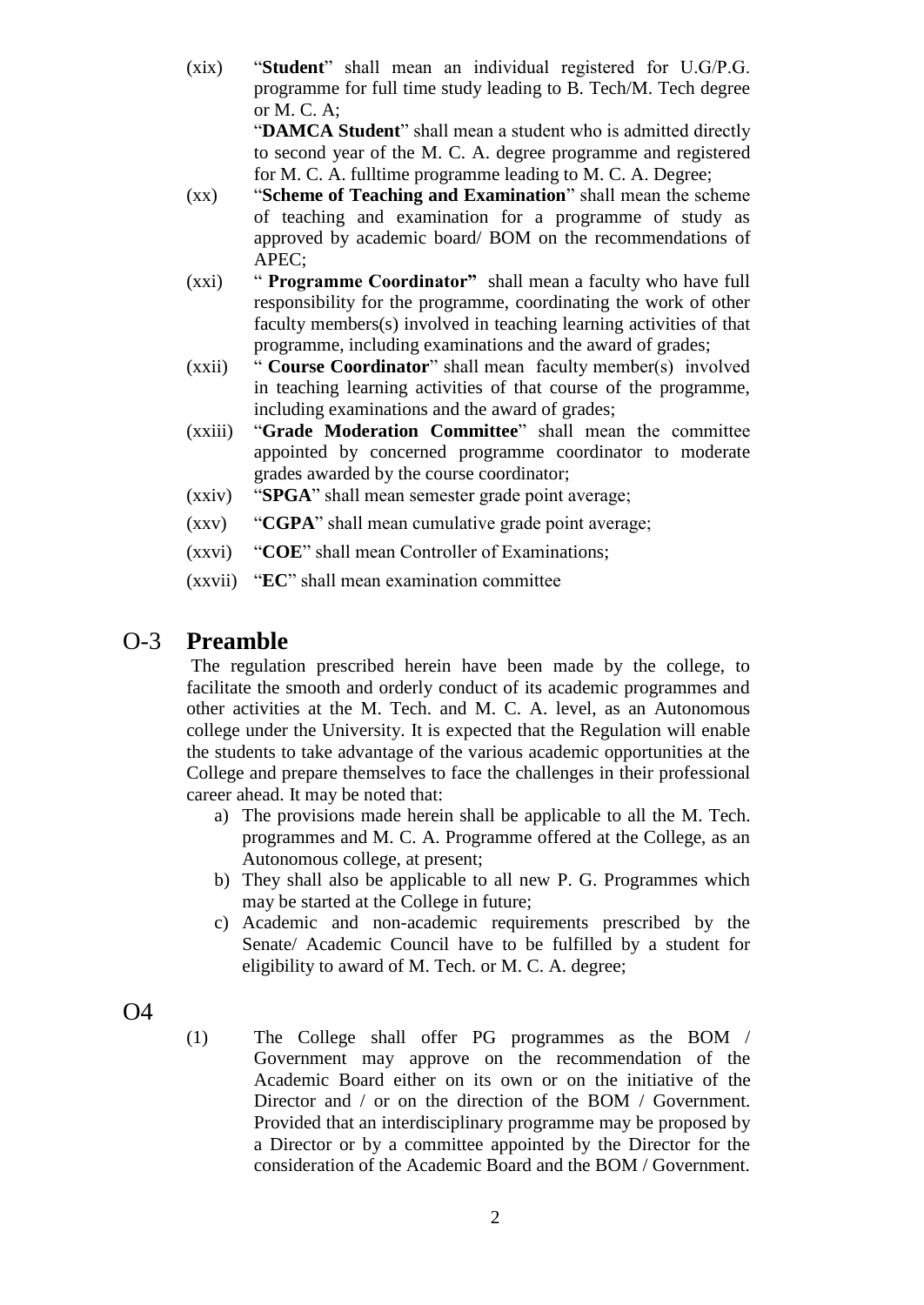(xix) "**Student**" shall mean an individual registered for U.G/P.G. programme for full time study leading to B. Tech/M. Tech degree or M. C. A;

"**DAMCA Student**" shall mean a student who is admitted directly to second year of the M. C. A. degree programme and registered for M. C. A. fulltime programme leading to M. C. A. Degree;

(xx) "**Scheme of Teaching and Examination**" shall mean the scheme of teaching and examination for a programme of study as approved by academic board/ BOM on the recommendations of APEC;

(xxi) " **Programme Coordinator"** shall mean a faculty who have full responsibility for the programme, coordinating the work of other faculty members(s) involved in teaching learning activities of that programme, including examinations and the award of grades;

(xxii) " **Course Coordinator**" shall mean faculty member(s) involved in teaching learning activities of that course of the programme, including examinations and the award of grades;

(xxiii) "**Grade Moderation Committee**" shall mean the committee appointed by concerned programme coordinator to moderate grades awarded by the course coordinator;

(xxiv) "**SPGA**" shall mean semester grade point average;

(xxv) "**CGPA**" shall mean cumulative grade point average;

(xxvi) "**COE**" shall mean Controller of Examinations;

(xxvii) "**EC**" shall mean examination committee

## O-3 Preamble

The regulation prescribed herein have been made by the college, to facilitate the smooth and orderly conduct of its academic programmes and other activities at the M. Tech. and M. C. A. level, as an Autonomous college under the University. It is expected that the Regulation will enable the students to take advantage of the various academic opportunities at the College and prepare themselves to face the challenges in their professional career ahead. It may be noted that:

a) The provisions made herein shall be applicable to all the M. Tech. programmes and M. C. A. Programme offered at the College, as an Autonomous college, at present;
b) They shall also be applicable to all new P. G. Programmes which may be started at the College in future;
c) Academic and non-academic requirements prescribed by the Senate/ Academic Council have to be fulfilled by a student for eligibility to award of M. Tech. or M. C. A. degree;

## O4

(1) The College shall offer PG programmes as the BOM / Government may approve on the recommendation of the Academic Board either on its own or on the initiative of the Director and / or on the direction of the BOM / Government. Provided that an interdisciplinary programme may be proposed by a Director or by a committee appointed by the Director for the consideration of the Academic Board and the BOM / Government.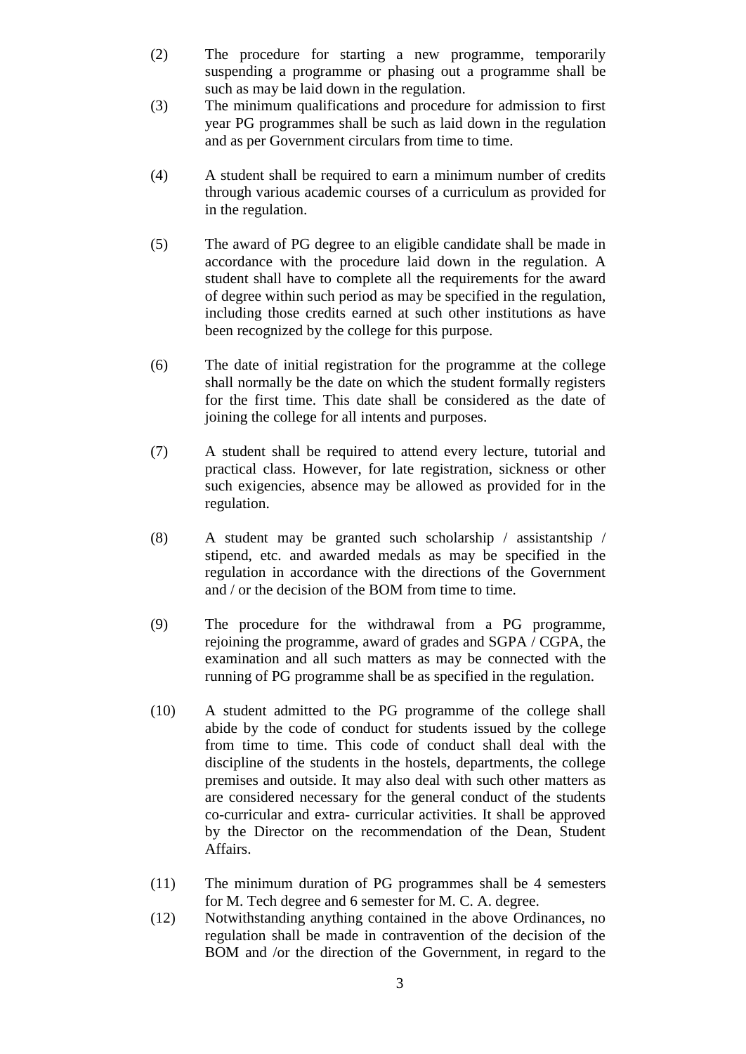(2) The procedure for starting a new programme, temporarily suspending a programme or phasing out a programme shall be such as may be laid down in the regulation.

(3) The minimum qualifications and procedure for admission to first year PG programmes shall be such as laid down in the regulation and as per Government circulars from time to time.

(4) A student shall be required to earn a minimum number of credits through various academic courses of a curriculum as provided for in the regulation.

(5) The award of PG degree to an eligible candidate shall be made in accordance with the procedure laid down in the regulation. A student shall have to complete all the requirements for the award of degree within such period as may be specified in the regulation, including those credits earned at such other institutions as have been recognized by the college for this purpose.

(6) The date of initial registration for the programme at the college shall normally be the date on which the student formally registers for the first time. This date shall be considered as the date of joining the college for all intents and purposes.

(7) A student shall be required to attend every lecture, tutorial and practical class. However, for late registration, sickness or other such exigencies, absence may be allowed as provided for in the regulation.

(8) A student may be granted such scholarship / assistantship / stipend, etc. and awarded medals as may be specified in the regulation in accordance with the directions of the Government and / or the decision of the BOM from time to time.

(9) The procedure for the withdrawal from a PG programme, rejoining the programme, award of grades and SGPA / CGPA, the examination and all such matters as may be connected with the running of PG programme shall be as specified in the regulation.

(10) A student admitted to the PG programme of the college shall abide by the code of conduct for students issued by the college from time to time. This code of conduct shall deal with the discipline of the students in the hostels, departments, the college premises and outside. It may also deal with such other matters as are considered necessary for the general conduct of the students co-curricular and extra- curricular activities. It shall be approved by the Director on the recommendation of the Dean, Student Affairs.

(11) The minimum duration of PG programmes shall be 4 semesters for M. Tech degree and 6 semester for M. C. A. degree.

(12) Notwithstanding anything contained in the above Ordinances, no regulation shall be made in contravention of the decision of the BOM and /or the direction of the Government, in regard to the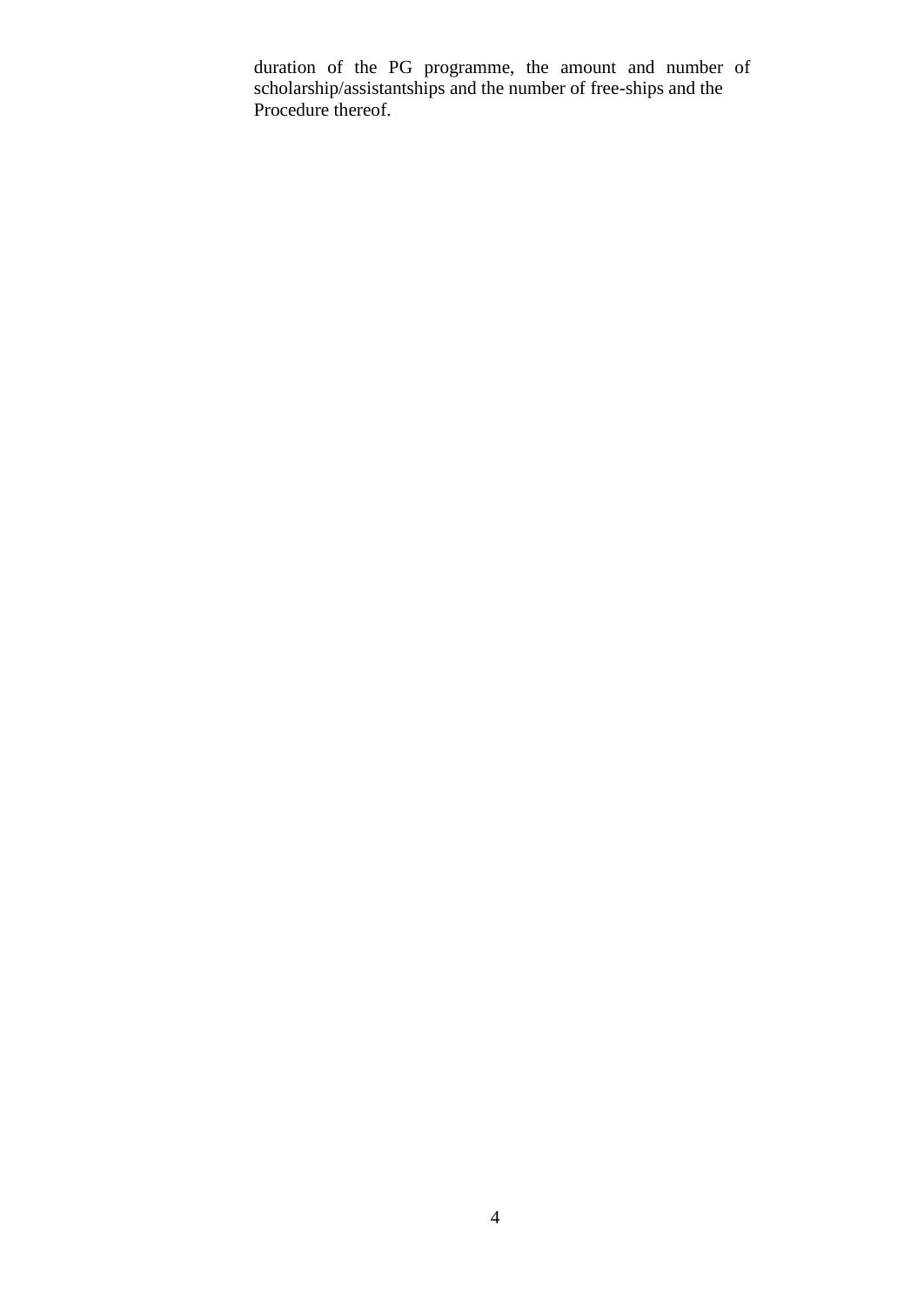duration of the PG programme, the amount and number of scholarship/assistantships and the number of free-ships and the Procedure thereof.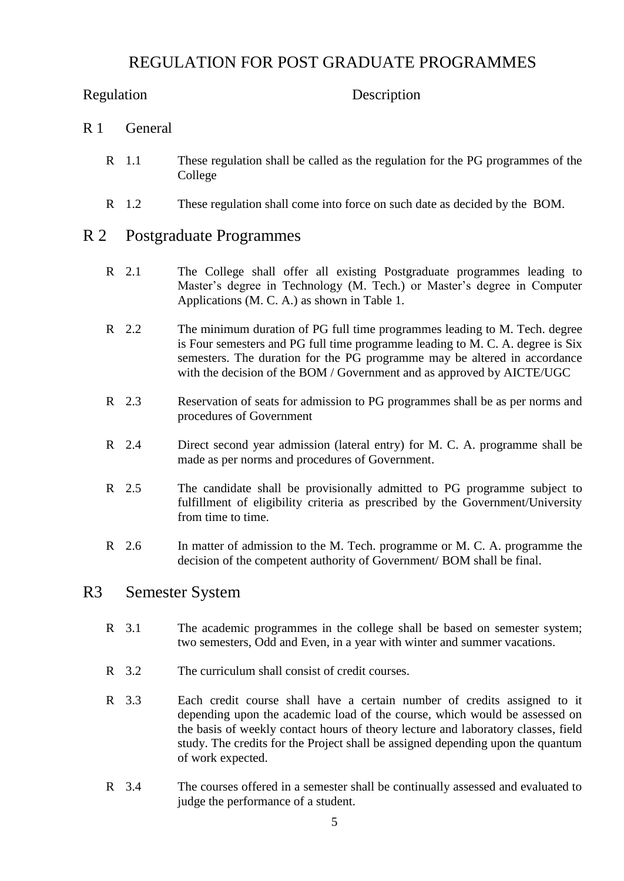# REGULATION FOR POST GRADUATE PROGRAMMES

Regulation Description

## R 1 General

R 1.1 These regulation shall be called as the regulation for the PG programmes of the College

R 1.2 These regulation shall come into force on such date as decided by the BOM.

## R 2 Postgraduate Programmes

R 2.1 The College shall offer all existing Postgraduate programmes leading to Master's degree in Technology (M. Tech.) or Master's degree in Computer Applications (M. C. A.) as shown in Table 1.

R 2.2 The minimum duration of PG full time programmes leading to M. Tech. degree is Four semesters and PG full time programme leading to M. C. A. degree is Six semesters. The duration for the PG programme may be altered in accordance with the decision of the BOM / Government and as approved by AICTE/UGC

R 2.3 Reservation of seats for admission to PG programmes shall be as per norms and procedures of Government

R 2.4 Direct second year admission (lateral entry) for M. C. A. programme shall be made as per norms and procedures of Government.

R 2.5 The candidate shall be provisionally admitted to PG programme subject to fulfillment of eligibility criteria as prescribed by the Government/University from time to time.

R 2.6 In matter of admission to the M. Tech. programme or M. C. A. programme the decision of the competent authority of Government/ BOM shall be final.

## R3 Semester System

R 3.1 The academic programmes in the college shall be based on semester system; two semesters, Odd and Even, in a year with winter and summer vacations.

R 3.2 The curriculum shall consist of credit courses.

R 3.3 Each credit course shall have a certain number of credits assigned to it depending upon the academic load of the course, which would be assessed on the basis of weekly contact hours of theory lecture and laboratory classes, field study. The credits for the Project shall be assigned depending upon the quantum of work expected.

R 3.4 The courses offered in a semester shall be continually assessed and evaluated to judge the performance of a student.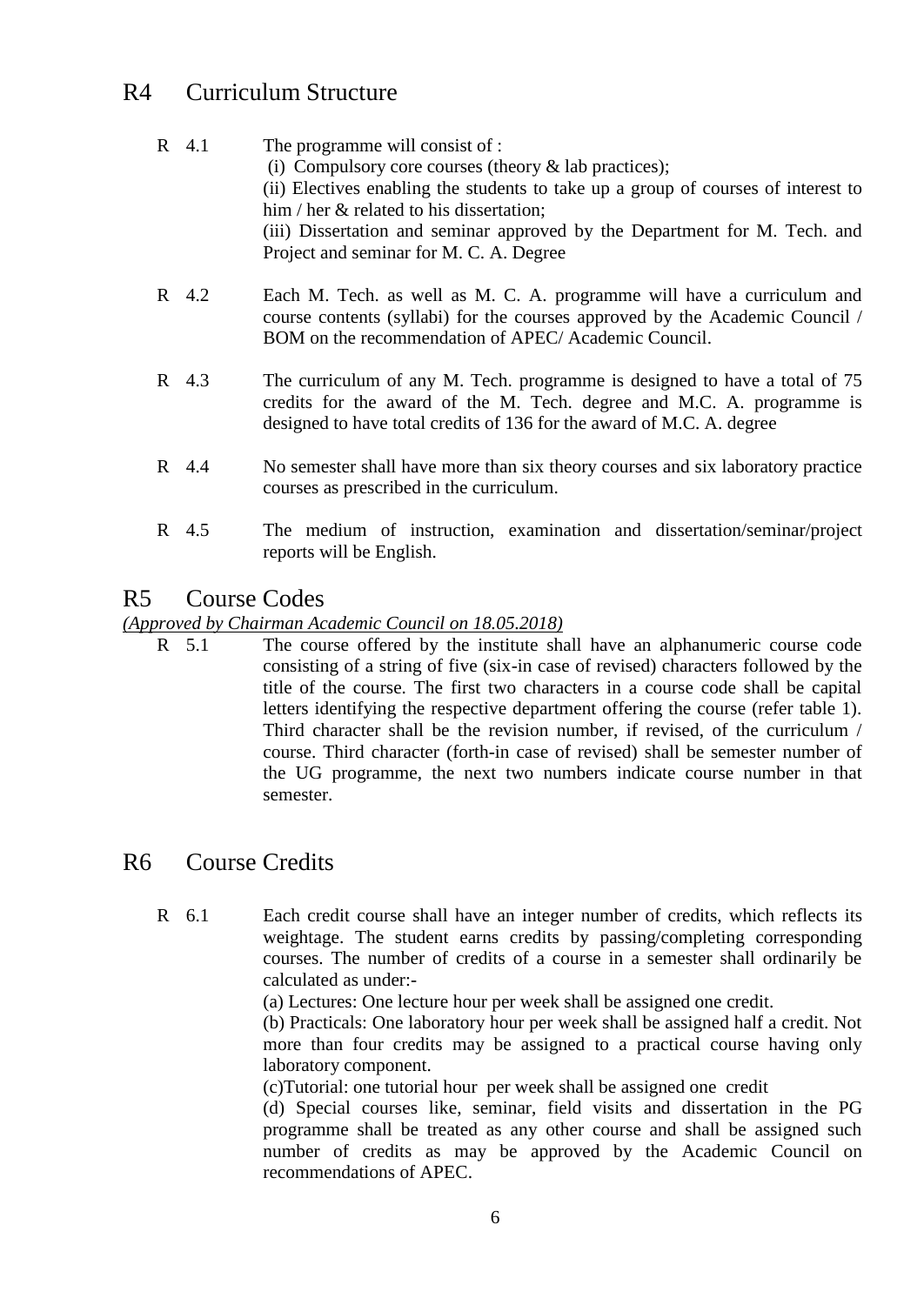## R4 Curriculum Structure

R 4.1 The programme will consist of :

(i) Compulsory core courses (theory & lab practices);

(ii) Electives enabling the students to take up a group of courses of interest to him / her & related to his dissertation;

(iii) Dissertation and seminar approved by the Department for M. Tech. and Project and seminar for M. C. A. Degree

R 4.2 Each M. Tech. as well as M. C. A. programme will have a curriculum and course contents (syllabi) for the courses approved by the Academic Council / BOM on the recommendation of APEC/ Academic Council.

R 4.3 The curriculum of any M. Tech. programme is designed to have a total of 75 credits for the award of the M. Tech. degree and M.C. A. programme is designed to have total credits of 136 for the award of M.C. A. degree

R 4.4 No semester shall have more than six theory courses and six laboratory practice courses as prescribed in the curriculum.

R 4.5 The medium of instruction, examination and dissertation/seminar/project reports will be English.

## R5 Course Codes

*(Approved by Chairman Academic Council on 18.05.2018)*

R 5.1 The course offered by the institute shall have an alphanumeric course code consisting of a string of five (six-in case of revised) characters followed by the title of the course. The first two characters in a course code shall be capital letters identifying the respective department offering the course (refer table 1). Third character shall be the revision number, if revised, of the curriculum / course. Third character (forth-in case of revised) shall be semester number of the UG programme, the next two numbers indicate course number in that semester.

## R6 Course Credits

R 6.1 Each credit course shall have an integer number of credits, which reflects its weightage. The student earns credits by passing/completing corresponding courses. The number of credits of a course in a semester shall ordinarily be calculated as under:-

(a) Lectures: One lecture hour per week shall be assigned one credit.

(b) Practicals: One laboratory hour per week shall be assigned half a credit. Not more than four credits may be assigned to a practical course having only laboratory component.

(c)Tutorial: one tutorial hour per week shall be assigned one credit

(d) Special courses like, seminar, field visits and dissertation in the PG programme shall be treated as any other course and shall be assigned such number of credits as may be approved by the Academic Council on recommendations of APEC.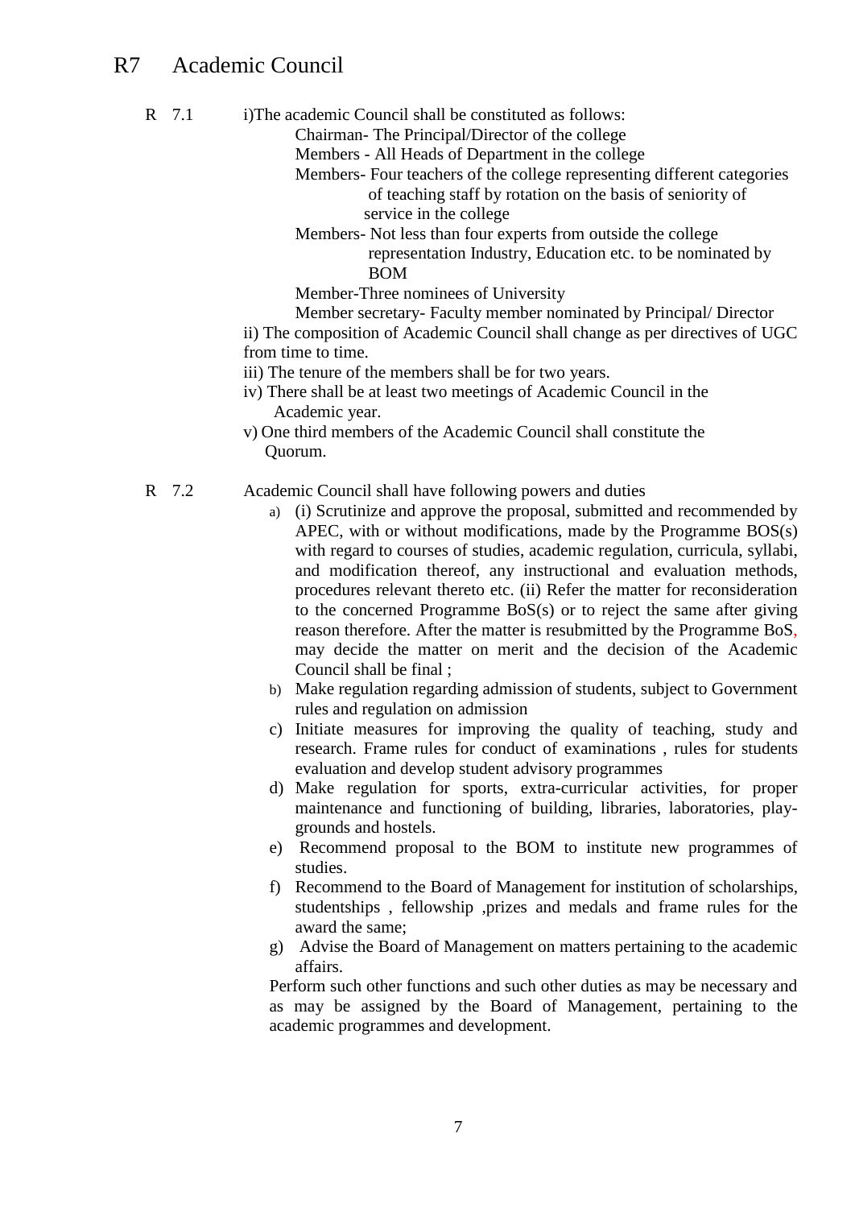# R7 Academic Council

R 7.1 i)The academic Council shall be constituted as follows:

Chairman- The Principal/Director of the college

Members - All Heads of Department in the college

Members- Four teachers of the college representing different categories of teaching staff by rotation on the basis of seniority of service in the college

Members- Not less than four experts from outside the college representation Industry, Education etc. to be nominated by BOM

Member-Three nominees of University

Member secretary- Faculty member nominated by Principal/ Director

ii) The composition of Academic Council shall change as per directives of UGC from time to time.

iii) The tenure of the members shall be for two years.

iv) There shall be at least two meetings of Academic Council in the Academic year.

v) One third members of the Academic Council shall constitute the Quorum.

R 7.2 Academic Council shall have following powers and duties

a) (i) Scrutinize and approve the proposal, submitted and recommended by APEC, with or without modifications, made by the Programme BOS(s) with regard to courses of studies, academic regulation, curricula, syllabi, and modification thereof, any instructional and evaluation methods, procedures relevant thereto etc. (ii) Refer the matter for reconsideration to the concerned Programme BoS(s) or to reject the same after giving reason therefore. After the matter is resubmitted by the Programme BoS, may decide the matter on merit and the decision of the Academic Council shall be final ;
b) Make regulation regarding admission of students, subject to Government rules and regulation on admission
c) Initiate measures for improving the quality of teaching, study and research. Frame rules for conduct of examinations , rules for students evaluation and develop student advisory programmes
d) Make regulation for sports, extra-curricular activities, for proper maintenance and functioning of building, libraries, laboratories, play-grounds and hostels.
e) Recommend proposal to the BOM to institute new programmes of studies.
f) Recommend to the Board of Management for institution of scholarships, studentships , fellowship ,prizes and medals and frame rules for the award the same;
g) Advise the Board of Management on matters pertaining to the academic affairs.

Perform such other functions and such other duties as may be necessary and as may be assigned by the Board of Management, pertaining to the academic programmes and development.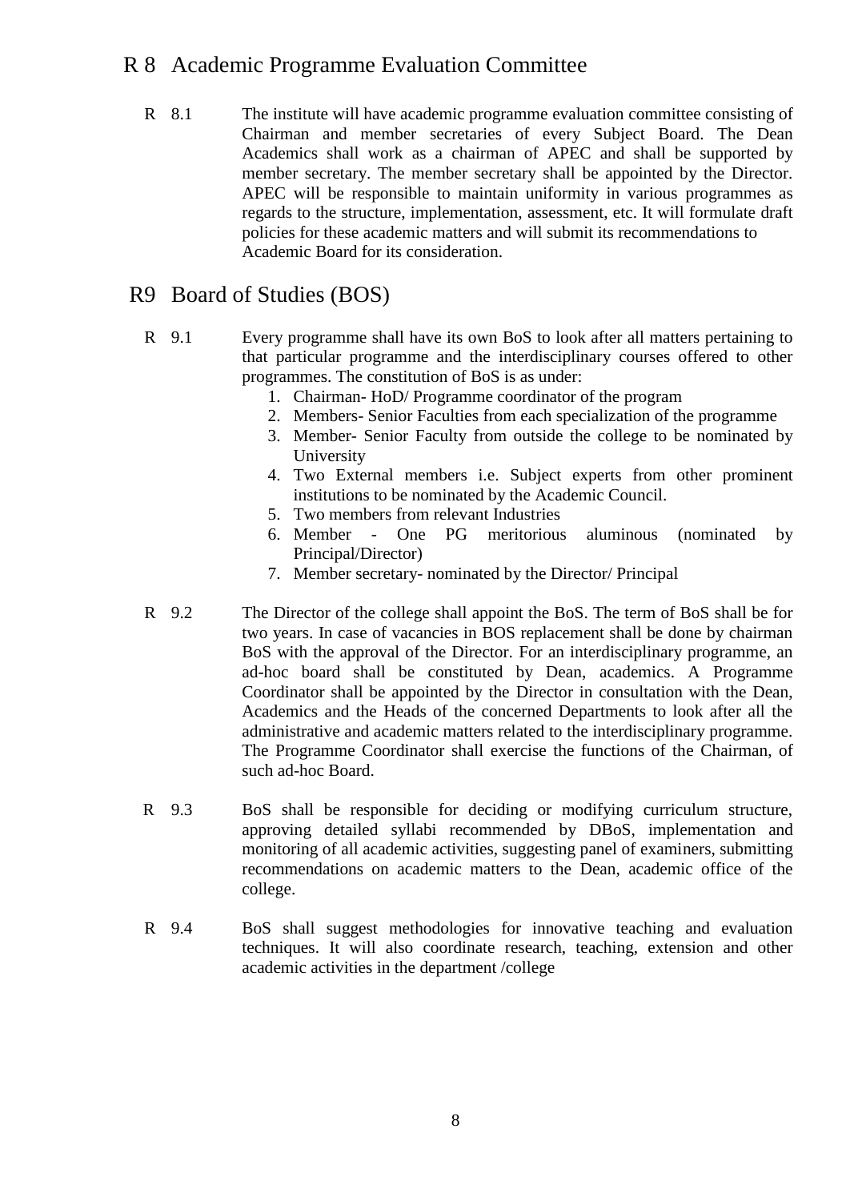## R 8 Academic Programme Evaluation Committee

R 8.1 The institute will have academic programme evaluation committee consisting of Chairman and member secretaries of every Subject Board. The Dean Academics shall work as a chairman of APEC and shall be supported by member secretary. The member secretary shall be appointed by the Director. APEC will be responsible to maintain uniformity in various programmes as regards to the structure, implementation, assessment, etc. It will formulate draft policies for these academic matters and will submit its recommendations to Academic Board for its consideration.

## R9 Board of Studies (BOS)

R 9.1 Every programme shall have its own BoS to look after all matters pertaining to that particular programme and the interdisciplinary courses offered to other programmes. The constitution of BoS is as under:

1. Chairman- HoD/ Programme coordinator of the program
2. Members- Senior Faculties from each specialization of the programme
3. Member- Senior Faculty from outside the college to be nominated by University
4. Two External members i.e. Subject experts from other prominent institutions to be nominated by the Academic Council.
5. Two members from relevant Industries
6. Member - One PG meritorious aluminous (nominated by Principal/Director)
7. Member secretary- nominated by the Director/ Principal

R 9.2 The Director of the college shall appoint the BoS. The term of BoS shall be for two years. In case of vacancies in BOS replacement shall be done by chairman BoS with the approval of the Director. For an interdisciplinary programme, an ad-hoc board shall be constituted by Dean, academics. A Programme Coordinator shall be appointed by the Director in consultation with the Dean, Academics and the Heads of the concerned Departments to look after all the administrative and academic matters related to the interdisciplinary programme. The Programme Coordinator shall exercise the functions of the Chairman, of such ad-hoc Board.

R 9.3 BoS shall be responsible for deciding or modifying curriculum structure, approving detailed syllabi recommended by DBoS, implementation and monitoring of all academic activities, suggesting panel of examiners, submitting recommendations on academic matters to the Dean, academic office of the college.

R 9.4 BoS shall suggest methodologies for innovative teaching and evaluation techniques. It will also coordinate research, teaching, extension and other academic activities in the department /college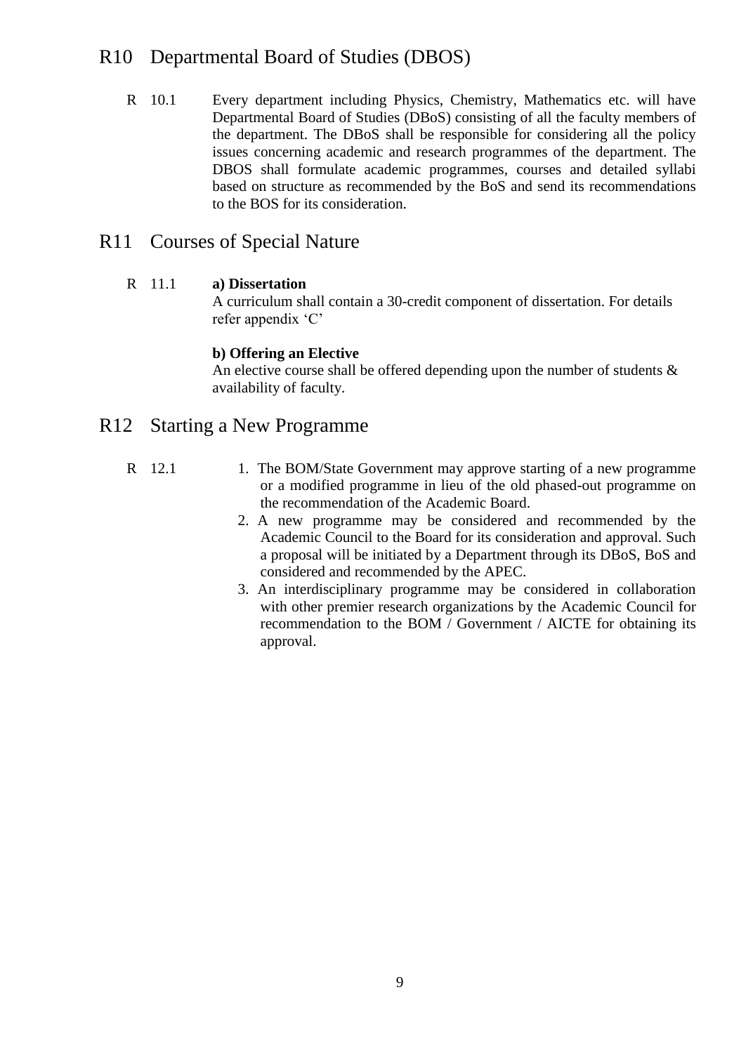## R10 Departmental Board of Studies (DBOS)

R 10.1 Every department including Physics, Chemistry, Mathematics etc. will have Departmental Board of Studies (DBoS) consisting of all the faculty members of the department. The DBoS shall be responsible for considering all the policy issues concerning academic and research programmes of the department. The DBOS shall formulate academic programmes, courses and detailed syllabi based on structure as recommended by the BoS and send its recommendations to the BOS for its consideration.

## R11 Courses of Special Nature

R 11.1 **a) Dissertation**

A curriculum shall contain a 30-credit component of dissertation. For details refer appendix 'C'

**b) Offering an Elective**

An elective course shall be offered depending upon the number of students & availability of faculty.

## R12 Starting a New Programme

R 12.1

1. The BOM/State Government may approve starting of a new programme or a modified programme in lieu of the old phased-out programme on the recommendation of the Academic Board.
2. A new programme may be considered and recommended by the Academic Council to the Board for its consideration and approval. Such a proposal will be initiated by a Department through its DBoS, BoS and considered and recommended by the APEC.
3. An interdisciplinary programme may be considered in collaboration with other premier research organizations by the Academic Council for recommendation to the BOM / Government / AICTE for obtaining its approval.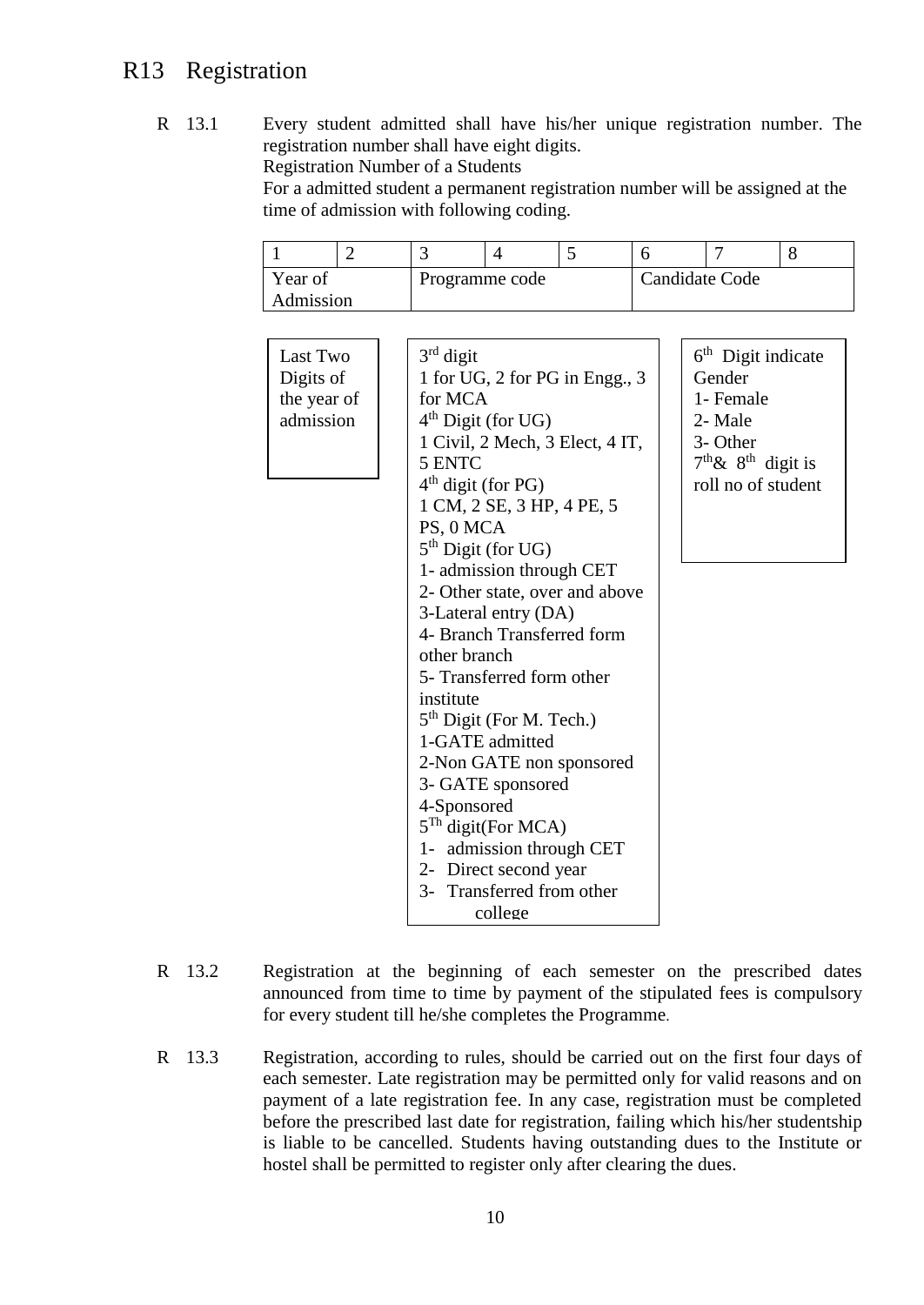## R13 Registration

R 13.1 Every student admitted shall have his/her unique registration number. The registration number shall have eight digits.

Registration Number of a Students

For a admitted student a permanent registration number will be assigned at the time of admission with following coding.

| 1 | 2 | 3 | 4 | 5 | 6 | 7 | 8 |
|---|---|---|---|---|---|---|---|
| Year of Admission | | Programme code | | | Candidate Code | | |

| | | |
|---|---|---|
| Last Two Digits of the year of admission | 3rd digit<br>1 for UG, 2 for PG in Engg., 3 for MCA<br>4th Digit (for UG)<br>1 Civil, 2 Mech, 3 Elect, 4 IT, 5 ENTC<br>4th digit (for PG)<br>1 CM, 2 SE, 3 HP, 4 PE, 5 PS, 0 MCA<br>5th Digit (for UG)<br>1- admission through CET<br>2- Other state, over and above<br>3-Lateral entry (DA)<br>4- Branch Transferred form other branch<br>5- Transferred form other institute<br>5th Digit (For M. Tech.)<br>1-GATE admitted<br>2-Non GATE non sponsored<br>3- GATE sponsored<br>4-Sponsored<br>5Th digit(For MCA)<br>1- admission through CET<br>2- Direct second year<br>3- Transferred from other college | 6th Digit indicate Gender<br>1- Female<br>2- Male<br>3- Other<br>7th& 8th digit is roll no of student |

R 13.2 Registration at the beginning of each semester on the prescribed dates announced from time to time by payment of the stipulated fees is compulsory for every student till he/she completes the Programme.

R 13.3 Registration, according to rules, should be carried out on the first four days of each semester. Late registration may be permitted only for valid reasons and on payment of a late registration fee. In any case, registration must be completed before the prescribed last date for registration, failing which his/her studentship is liable to be cancelled. Students having outstanding dues to the Institute or hostel shall be permitted to register only after clearing the dues.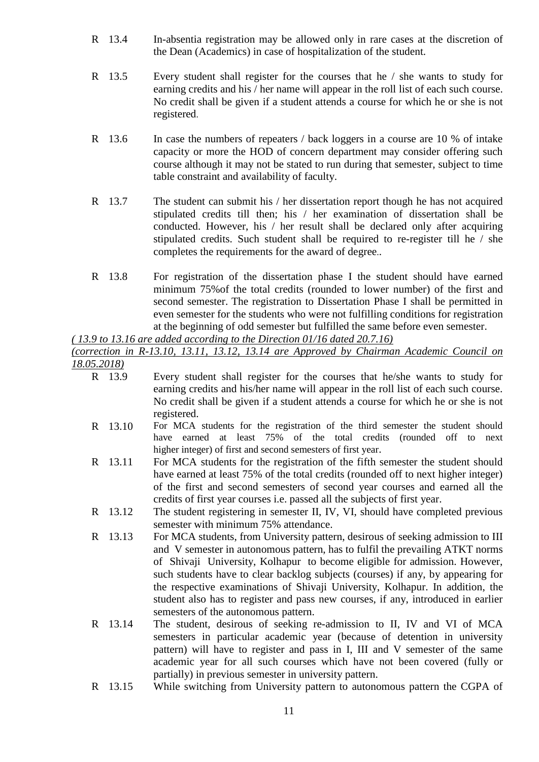R 13.4 In-absentia registration may be allowed only in rare cases at the discretion of the Dean (Academics) in case of hospitalization of the student.

R 13.5 Every student shall register for the courses that he / she wants to study for earning credits and his / her name will appear in the roll list of each such course. No credit shall be given if a student attends a course for which he or she is not registered.

R 13.6 In case the numbers of repeaters / back loggers in a course are 10 % of intake capacity or more the HOD of concern department may consider offering such course although it may not be stated to run during that semester, subject to time table constraint and availability of faculty.

R 13.7 The student can submit his / her dissertation report though he has not acquired stipulated credits till then; his / her examination of dissertation shall be conducted. However, his / her result shall be declared only after acquiring stipulated credits. Such student shall be required to re-register till he / she completes the requirements for the award of degree..

R 13.8 For registration of the dissertation phase I the student should have earned minimum 75%of the total credits (rounded to lower number) of the first and second semester. The registration to Dissertation Phase I shall be permitted in even semester for the students who were not fulfilling conditions for registration at the beginning of odd semester but fulfilled the same before even semester.

*( 13.9 to 13.16 are added according to the Direction 01/16 dated 20.7.16)*

*(correction in R-13.10, 13.11, 13.12, 13.14 are Approved by Chairman Academic Council on 18.05.2018)*

R 13.9 Every student shall register for the courses that he/she wants to study for earning credits and his/her name will appear in the roll list of each such course. No credit shall be given if a student attends a course for which he or she is not registered.

R 13.10 For MCA students for the registration of the third semester the student should have earned at least 75% of the total credits (rounded off to next higher integer) of first and second semesters of first year.

R 13.11 For MCA students for the registration of the fifth semester the student should have earned at least 75% of the total credits (rounded off to next higher integer) of the first and second semesters of second year courses and earned all the credits of first year courses i.e. passed all the subjects of first year.

R 13.12 The student registering in semester II, IV, VI, should have completed previous semester with minimum 75% attendance.

R 13.13 For MCA students, from University pattern, desirous of seeking admission to III and V semester in autonomous pattern, has to fulfil the prevailing ATKT norms of Shivaji University, Kolhapur to become eligible for admission. However, such students have to clear backlog subjects (courses) if any, by appearing for the respective examinations of Shivaji University, Kolhapur. In addition, the student also has to register and pass new courses, if any, introduced in earlier semesters of the autonomous pattern.

R 13.14 The student, desirous of seeking re-admission to II, IV and VI of MCA semesters in particular academic year (because of detention in university pattern) will have to register and pass in I, III and V semester of the same academic year for all such courses which have not been covered (fully or partially) in previous semester in university pattern.

R 13.15 While switching from University pattern to autonomous pattern the CGPA of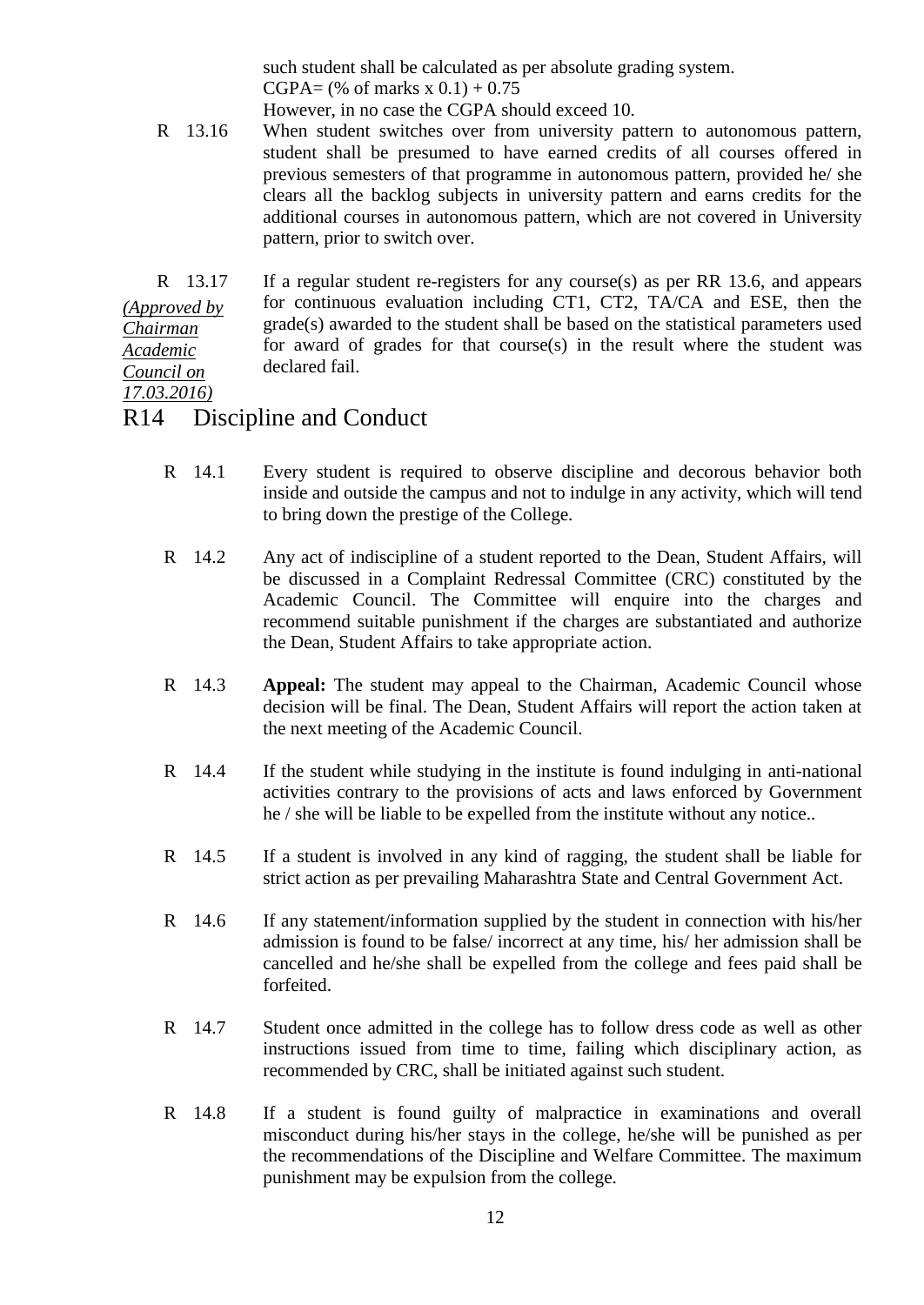such student shall be calculated as per absolute grading system.

CGPA= (% of marks x 0.1) + 0.75

However, in no case the CGPA should exceed 10.

R 13.16 When student switches over from university pattern to autonomous pattern, student shall be presumed to have earned credits of all courses offered in previous semesters of that programme in autonomous pattern, provided he/ she clears all the backlog subjects in university pattern and earns credits for the additional courses in autonomous pattern, which are not covered in University pattern, prior to switch over.

R 13.17 *(Approved by Chairman Academic Council on 17.03.2016)* If a regular student re-registers for any course(s) as per RR 13.6, and appears for continuous evaluation including CT1, CT2, TA/CA and ESE, then the grade(s) awarded to the student shall be based on the statistical parameters used for award of grades for that course(s) in the result where the student was declared fail.

## R14 Discipline and Conduct

R 14.1 Every student is required to observe discipline and decorous behavior both inside and outside the campus and not to indulge in any activity, which will tend to bring down the prestige of the College.

R 14.2 Any act of indiscipline of a student reported to the Dean, Student Affairs, will be discussed in a Complaint Redressal Committee (CRC) constituted by the Academic Council. The Committee will enquire into the charges and recommend suitable punishment if the charges are substantiated and authorize the Dean, Student Affairs to take appropriate action.

R 14.3 **Appeal:** The student may appeal to the Chairman, Academic Council whose decision will be final. The Dean, Student Affairs will report the action taken at the next meeting of the Academic Council.

R 14.4 If the student while studying in the institute is found indulging in anti-national activities contrary to the provisions of acts and laws enforced by Government he / she will be liable to be expelled from the institute without any notice..

R 14.5 If a student is involved in any kind of ragging, the student shall be liable for strict action as per prevailing Maharashtra State and Central Government Act.

R 14.6 If any statement/information supplied by the student in connection with his/her admission is found to be false/ incorrect at any time, his/ her admission shall be cancelled and he/she shall be expelled from the college and fees paid shall be forfeited.

R 14.7 Student once admitted in the college has to follow dress code as well as other instructions issued from time to time, failing which disciplinary action, as recommended by CRC, shall be initiated against such student.

R 14.8 If a student is found guilty of malpractice in examinations and overall misconduct during his/her stays in the college, he/she will be punished as per the recommendations of the Discipline and Welfare Committee. The maximum punishment may be expulsion from the college.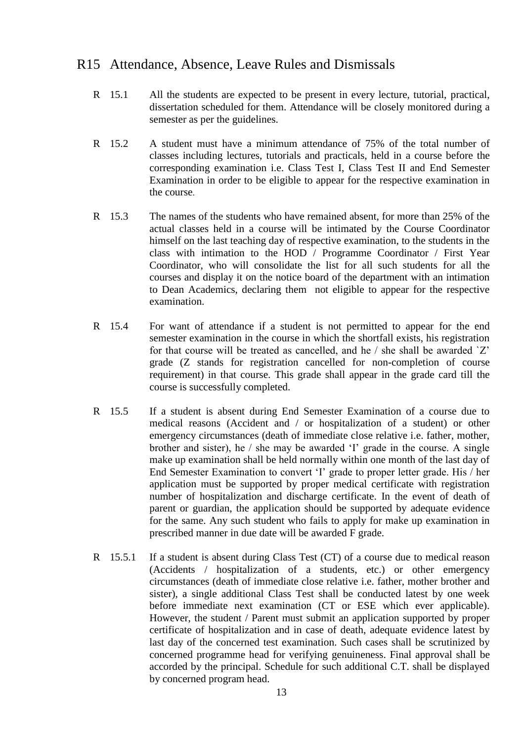## R15 Attendance, Absence, Leave Rules and Dismissals

R 15.1 All the students are expected to be present in every lecture, tutorial, practical, dissertation scheduled for them. Attendance will be closely monitored during a semester as per the guidelines.

R 15.2 A student must have a minimum attendance of 75% of the total number of classes including lectures, tutorials and practicals, held in a course before the corresponding examination i.e. Class Test I, Class Test II and End Semester Examination in order to be eligible to appear for the respective examination in the course.

R 15.3 The names of the students who have remained absent, for more than 25% of the actual classes held in a course will be intimated by the Course Coordinator himself on the last teaching day of respective examination, to the students in the class with intimation to the HOD / Programme Coordinator / First Year Coordinator, who will consolidate the list for all such students for all the courses and display it on the notice board of the department with an intimation to Dean Academics, declaring them not eligible to appear for the respective examination.

R 15.4 For want of attendance if a student is not permitted to appear for the end semester examination in the course in which the shortfall exists, his registration for that course will be treated as cancelled, and he / she shall be awarded `Z' grade (Z stands for registration cancelled for non-completion of course requirement) in that course. This grade shall appear in the grade card till the course is successfully completed.

R 15.5 If a student is absent during End Semester Examination of a course due to medical reasons (Accident and / or hospitalization of a student) or other emergency circumstances (death of immediate close relative i.e. father, mother, brother and sister), he / she may be awarded 'I' grade in the course. A single make up examination shall be held normally within one month of the last day of End Semester Examination to convert 'I' grade to proper letter grade. His / her application must be supported by proper medical certificate with registration number of hospitalization and discharge certificate. In the event of death of parent or guardian, the application should be supported by adequate evidence for the same. Any such student who fails to apply for make up examination in prescribed manner in due date will be awarded F grade.

R 15.5.1 If a student is absent during Class Test (CT) of a course due to medical reason (Accidents / hospitalization of a students, etc.) or other emergency circumstances (death of immediate close relative i.e. father, mother brother and sister), a single additional Class Test shall be conducted latest by one week before immediate next examination (CT or ESE which ever applicable). However, the student / Parent must submit an application supported by proper certificate of hospitalization and in case of death, adequate evidence latest by last day of the concerned test examination. Such cases shall be scrutinized by concerned programme head for verifying genuineness. Final approval shall be accorded by the principal. Schedule for such additional C.T. shall be displayed by concerned program head.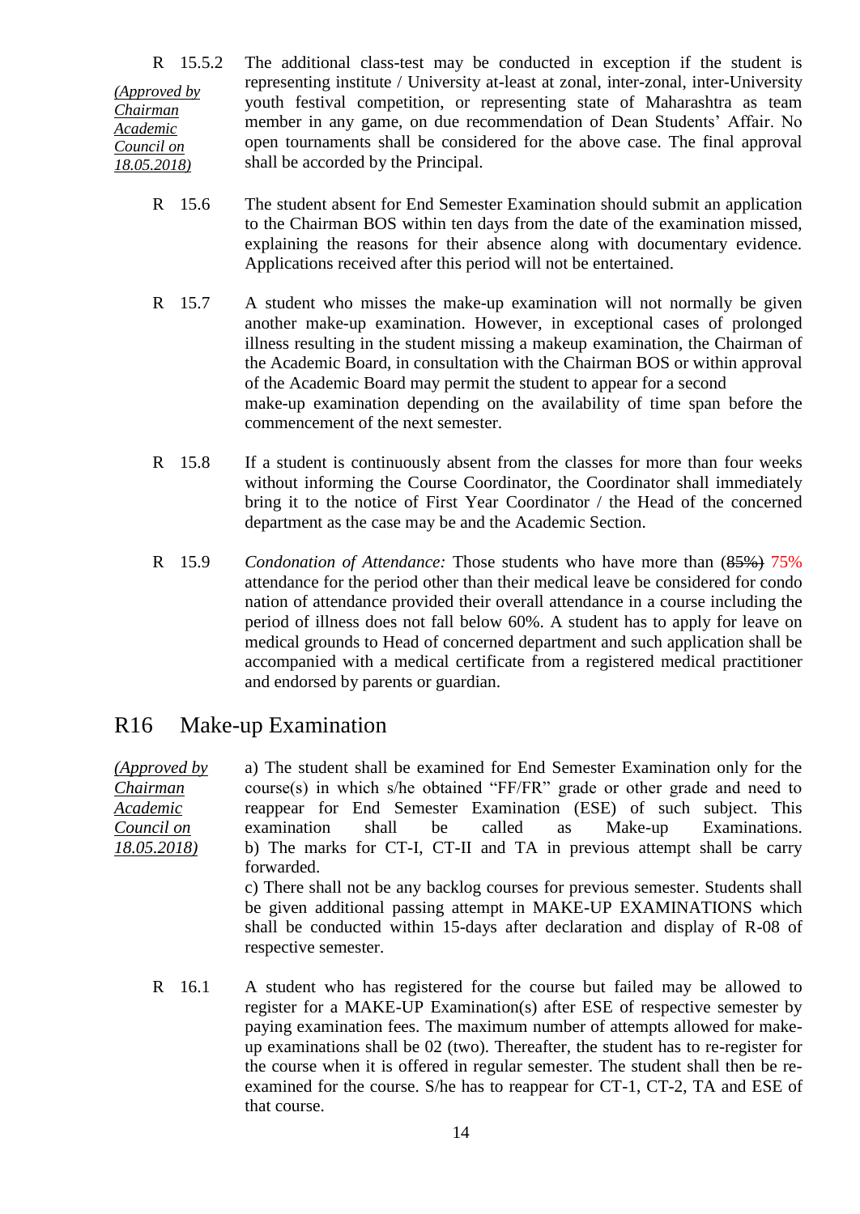R 15.5.2

*(Approved by Chairman Academic Council on 18.05.2018)*

The additional class-test may be conducted in exception if the student is representing institute / University at-least at zonal, inter-zonal, inter-University youth festival competition, or representing state of Maharashtra as team member in any game, on due recommendation of Dean Students' Affair. No open tournaments shall be considered for the above case. The final approval shall be accorded by the Principal.

R 15.6 The student absent for End Semester Examination should submit an application to the Chairman BOS within ten days from the date of the examination missed, explaining the reasons for their absence along with documentary evidence. Applications received after this period will not be entertained.

R 15.7 A student who misses the make-up examination will not normally be given another make-up examination. However, in exceptional cases of prolonged illness resulting in the student missing a makeup examination, the Chairman of the Academic Board, in consultation with the Chairman BOS or within approval of the Academic Board may permit the student to appear for a second make-up examination depending on the availability of time span before the commencement of the next semester.

R 15.8 If a student is continuously absent from the classes for more than four weeks without informing the Course Coordinator, the Coordinator shall immediately bring it to the notice of First Year Coordinator / the Head of the concerned department as the case may be and the Academic Section.

R 15.9 *Condonation of Attendance:* Those students who have more than ~~(85%)~~ 75% attendance for the period other than their medical leave be considered for condo nation of attendance provided their overall attendance in a course including the period of illness does not fall below 60%. A student has to apply for leave on medical grounds to Head of concerned department and such application shall be accompanied with a medical certificate from a registered medical practitioner and endorsed by parents or guardian.

## R16 Make-up Examination

*(Approved by Chairman Academic Council on 18.05.2018)*

a) The student shall be examined for End Semester Examination only for the course(s) in which s/he obtained "FF/FR" grade or other grade and need to reappear for End Semester Examination (ESE) of such subject. This examination shall be called as Make-up Examinations.
b) The marks for CT-I, CT-II and TA in previous attempt shall be carry forwarded.
c) There shall not be any backlog courses for previous semester. Students shall be given additional passing attempt in MAKE-UP EXAMINATIONS which shall be conducted within 15-days after declaration and display of R-08 of respective semester.

R 16.1 A student who has registered for the course but failed may be allowed to register for a MAKE-UP Examination(s) after ESE of respective semester by paying examination fees. The maximum number of attempts allowed for make-up examinations shall be 02 (two). Thereafter, the student has to re-register for the course when it is offered in regular semester. The student shall then be re-examined for the course. S/he has to reappear for CT-1, CT-2, TA and ESE of that course.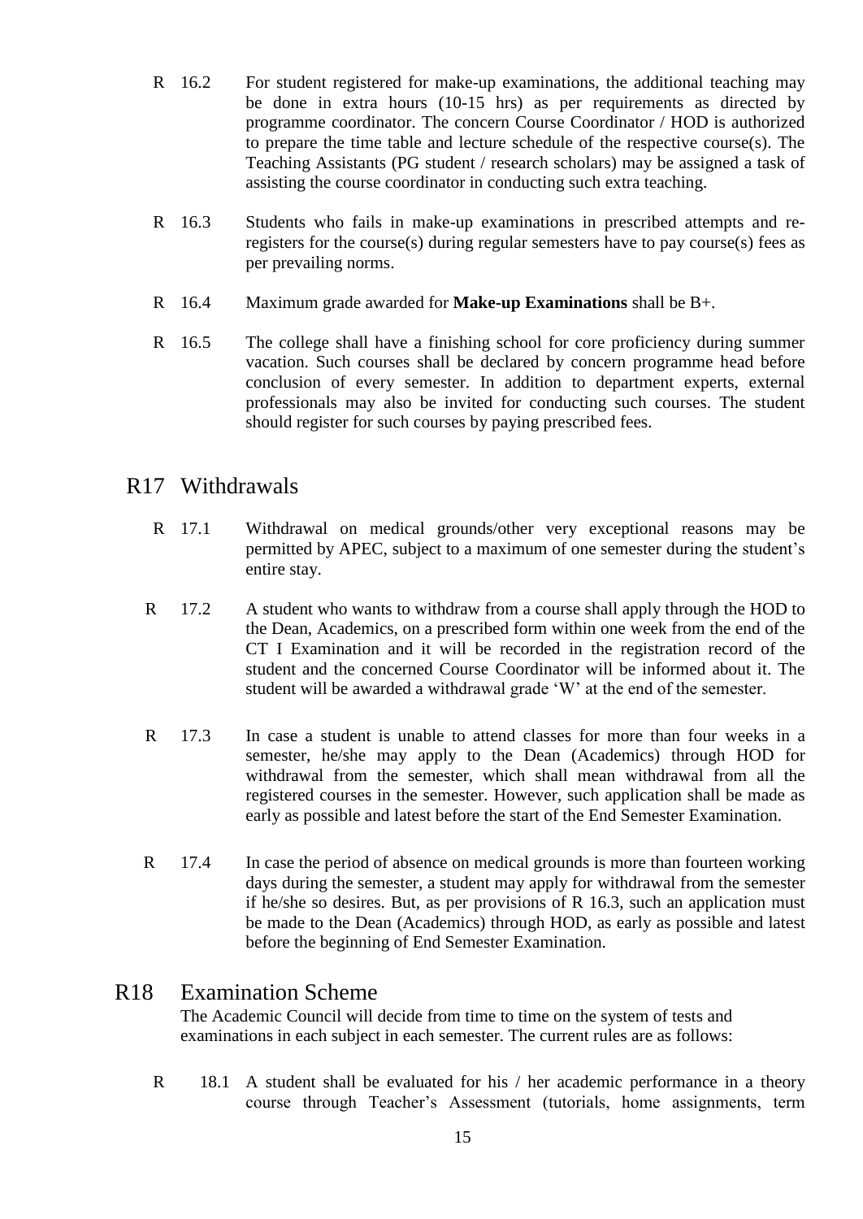R 16.2 For student registered for make-up examinations, the additional teaching may be done in extra hours (10-15 hrs) as per requirements as directed by programme coordinator. The concern Course Coordinator / HOD is authorized to prepare the time table and lecture schedule of the respective course(s). The Teaching Assistants (PG student / research scholars) may be assigned a task of assisting the course coordinator in conducting such extra teaching.

R 16.3 Students who fails in make-up examinations in prescribed attempts and re-registers for the course(s) during regular semesters have to pay course(s) fees as per prevailing norms.

R 16.4 Maximum grade awarded for **Make-up Examinations** shall be B+.

R 16.5 The college shall have a finishing school for core proficiency during summer vacation. Such courses shall be declared by concern programme head before conclusion of every semester. In addition to department experts, external professionals may also be invited for conducting such courses. The student should register for such courses by paying prescribed fees.

## R17 Withdrawals

R 17.1 Withdrawal on medical grounds/other very exceptional reasons may be permitted by APEC, subject to a maximum of one semester during the student's entire stay.

R 17.2 A student who wants to withdraw from a course shall apply through the HOD to the Dean, Academics, on a prescribed form within one week from the end of the CT I Examination and it will be recorded in the registration record of the student and the concerned Course Coordinator will be informed about it. The student will be awarded a withdrawal grade 'W' at the end of the semester.

R 17.3 In case a student is unable to attend classes for more than four weeks in a semester, he/she may apply to the Dean (Academics) through HOD for withdrawal from the semester, which shall mean withdrawal from all the registered courses in the semester. However, such application shall be made as early as possible and latest before the start of the End Semester Examination.

R 17.4 In case the period of absence on medical grounds is more than fourteen working days during the semester, a student may apply for withdrawal from the semester if he/she so desires. But, as per provisions of R 16.3, such an application must be made to the Dean (Academics) through HOD, as early as possible and latest before the beginning of End Semester Examination.

## R18 Examination Scheme

The Academic Council will decide from time to time on the system of tests and examinations in each subject in each semester. The current rules are as follows:

R 18.1 A student shall be evaluated for his / her academic performance in a theory course through Teacher's Assessment (tutorials, home assignments, term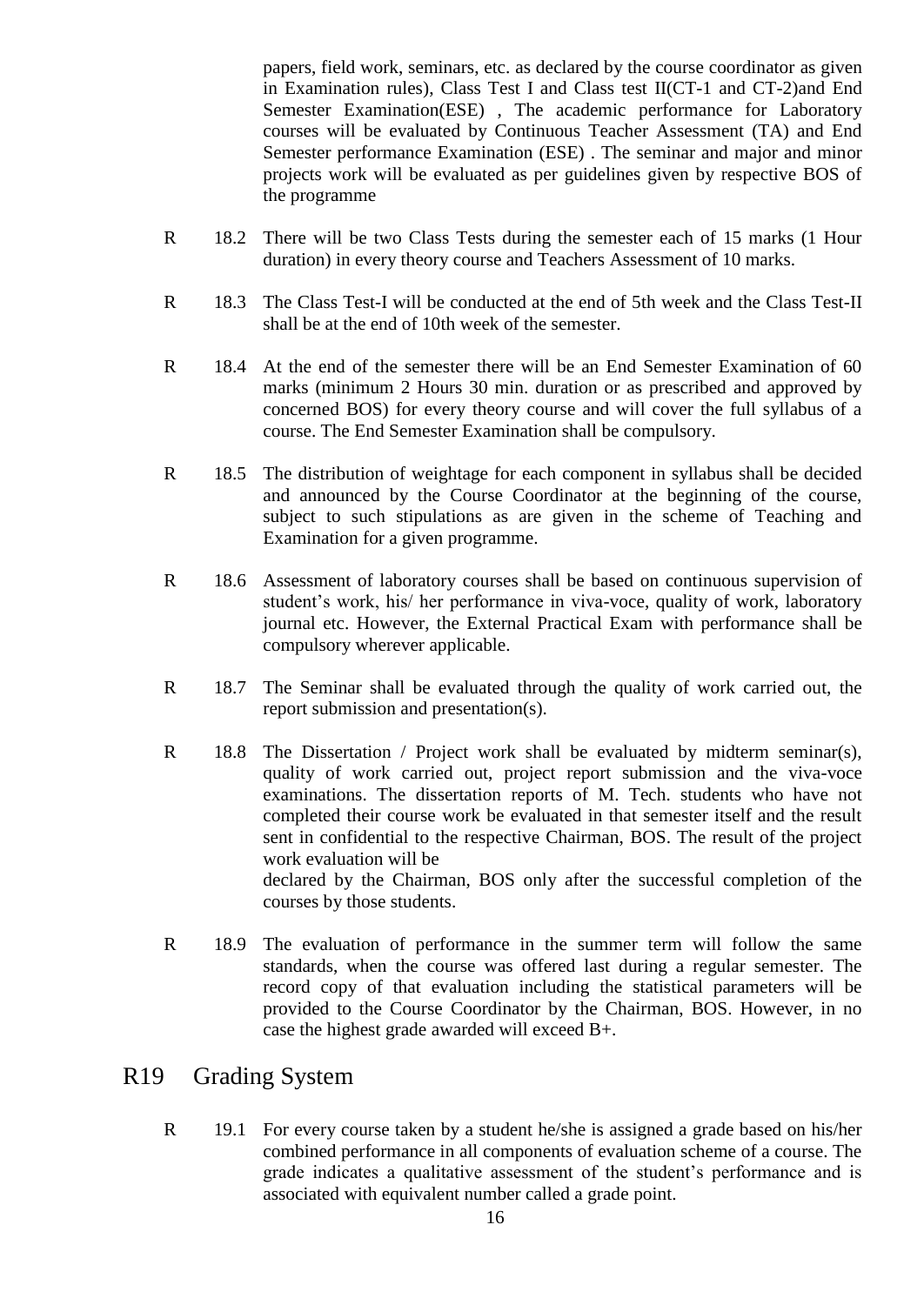papers, field work, seminars, etc. as declared by the course coordinator as given in Examination rules), Class Test I and Class test II(CT-1 and CT-2)and End Semester Examination(ESE) , The academic performance for Laboratory courses will be evaluated by Continuous Teacher Assessment (TA) and End Semester performance Examination (ESE) . The seminar and major and minor projects work will be evaluated as per guidelines given by respective BOS of the programme

R 18.2 There will be two Class Tests during the semester each of 15 marks (1 Hour duration) in every theory course and Teachers Assessment of 10 marks.

R 18.3 The Class Test-I will be conducted at the end of 5th week and the Class Test-II shall be at the end of 10th week of the semester.

R 18.4 At the end of the semester there will be an End Semester Examination of 60 marks (minimum 2 Hours 30 min. duration or as prescribed and approved by concerned BOS) for every theory course and will cover the full syllabus of a course. The End Semester Examination shall be compulsory.

R 18.5 The distribution of weightage for each component in syllabus shall be decided and announced by the Course Coordinator at the beginning of the course, subject to such stipulations as are given in the scheme of Teaching and Examination for a given programme.

R 18.6 Assessment of laboratory courses shall be based on continuous supervision of student's work, his/ her performance in viva-voce, quality of work, laboratory journal etc. However, the External Practical Exam with performance shall be compulsory wherever applicable.

R 18.7 The Seminar shall be evaluated through the quality of work carried out, the report submission and presentation(s).

R 18.8 The Dissertation / Project work shall be evaluated by midterm seminar(s), quality of work carried out, project report submission and the viva-voce examinations. The dissertation reports of M. Tech. students who have not completed their course work be evaluated in that semester itself and the result sent in confidential to the respective Chairman, BOS. The result of the project work evaluation will be declared by the Chairman, BOS only after the successful completion of the courses by those students.

R 18.9 The evaluation of performance in the summer term will follow the same standards, when the course was offered last during a regular semester. The record copy of that evaluation including the statistical parameters will be provided to the Course Coordinator by the Chairman, BOS. However, in no case the highest grade awarded will exceed B+.

## R19 Grading System

R 19.1 For every course taken by a student he/she is assigned a grade based on his/her combined performance in all components of evaluation scheme of a course. The grade indicates a qualitative assessment of the student's performance and is associated with equivalent number called a grade point.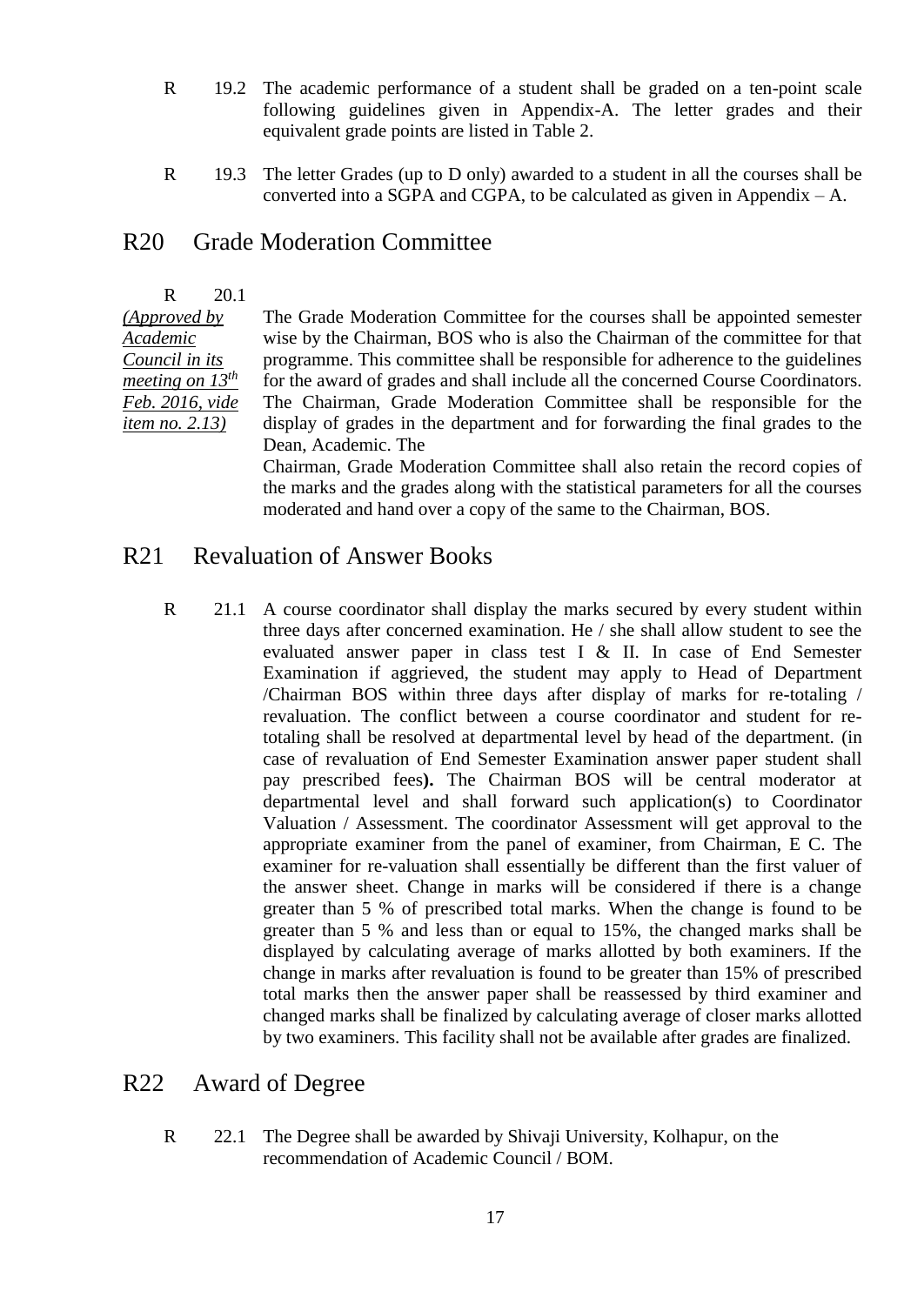R 19.2 The academic performance of a student shall be graded on a ten-point scale following guidelines given in Appendix-A. The letter grades and their equivalent grade points are listed in Table 2.

R 19.3 The letter Grades (up to D only) awarded to a student in all the courses shall be converted into a SGPA and CGPA, to be calculated as given in Appendix – A.

## R20 Grade Moderation Committee

R 20.1

*(Approved by Academic Council in its meeting on 13th Feb. 2016, vide item no. 2.13)*

The Grade Moderation Committee for the courses shall be appointed semester wise by the Chairman, BOS who is also the Chairman of the committee for that programme. This committee shall be responsible for adherence to the guidelines for the award of grades and shall include all the concerned Course Coordinators. The Chairman, Grade Moderation Committee shall be responsible for the display of grades in the department and for forwarding the final grades to the Dean, Academic. The

Chairman, Grade Moderation Committee shall also retain the record copies of the marks and the grades along with the statistical parameters for all the courses moderated and hand over a copy of the same to the Chairman, BOS.

## R21 Revaluation of Answer Books

R 21.1 A course coordinator shall display the marks secured by every student within three days after concerned examination. He / she shall allow student to see the evaluated answer paper in class test I & II. In case of End Semester Examination if aggrieved, the student may apply to Head of Department /Chairman BOS within three days after display of marks for re-totaling / revaluation. The conflict between a course coordinator and student for re-totaling shall be resolved at departmental level by head of the department. (in case of revaluation of End Semester Examination answer paper student shall pay prescribed fees**).** The Chairman BOS will be central moderator at departmental level and shall forward such application(s) to Coordinator Valuation / Assessment. The coordinator Assessment will get approval to the appropriate examiner from the panel of examiner, from Chairman, E C. The examiner for re-valuation shall essentially be different than the first valuer of the answer sheet. Change in marks will be considered if there is a change greater than 5 % of prescribed total marks. When the change is found to be greater than 5 % and less than or equal to 15%, the changed marks shall be displayed by calculating average of marks allotted by both examiners. If the change in marks after revaluation is found to be greater than 15% of prescribed total marks then the answer paper shall be reassessed by third examiner and changed marks shall be finalized by calculating average of closer marks allotted by two examiners. This facility shall not be available after grades are finalized.

## R22 Award of Degree

R 22.1 The Degree shall be awarded by Shivaji University, Kolhapur, on the recommendation of Academic Council / BOM.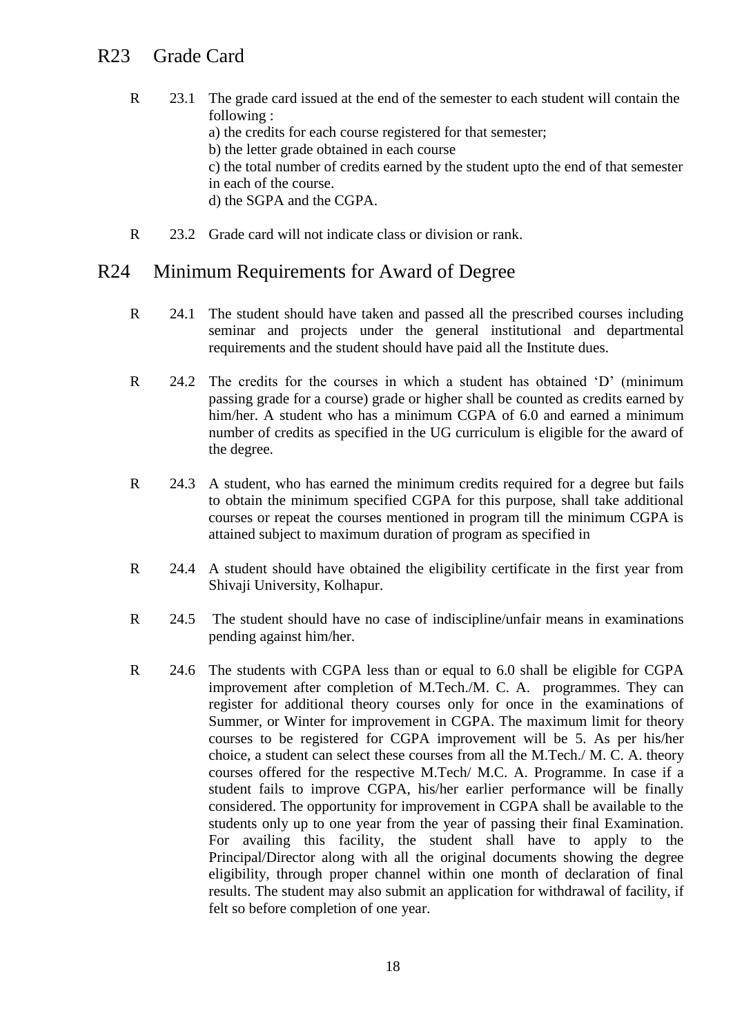## R23 Grade Card

R 23.1 The grade card issued at the end of the semester to each student will contain the following :

a) the credits for each course registered for that semester;

b) the letter grade obtained in each course

c) the total number of credits earned by the student upto the end of that semester in each of the course.

d) the SGPA and the CGPA.

R 23.2 Grade card will not indicate class or division or rank.

## R24 Minimum Requirements for Award of Degree

R 24.1 The student should have taken and passed all the prescribed courses including seminar and projects under the general institutional and departmental requirements and the student should have paid all the Institute dues.

R 24.2 The credits for the courses in which a student has obtained 'D' (minimum passing grade for a course) grade or higher shall be counted as credits earned by him/her. A student who has a minimum CGPA of 6.0 and earned a minimum number of credits as specified in the UG curriculum is eligible for the award of the degree.

R 24.3 A student, who has earned the minimum credits required for a degree but fails to obtain the minimum specified CGPA for this purpose, shall take additional courses or repeat the courses mentioned in program till the minimum CGPA is attained subject to maximum duration of program as specified in

R 24.4 A student should have obtained the eligibility certificate in the first year from Shivaji University, Kolhapur.

R 24.5 The student should have no case of indiscipline/unfair means in examinations pending against him/her.

R 24.6 The students with CGPA less than or equal to 6.0 shall be eligible for CGPA improvement after completion of M.Tech./M. C. A. programmes. They can register for additional theory courses only for once in the examinations of Summer, or Winter for improvement in CGPA. The maximum limit for theory courses to be registered for CGPA improvement will be 5. As per his/her choice, a student can select these courses from all the M.Tech./ M. C. A. theory courses offered for the respective M.Tech/ M.C. A. Programme. In case if a student fails to improve CGPA, his/her earlier performance will be finally considered. The opportunity for improvement in CGPA shall be available to the students only up to one year from the year of passing their final Examination. For availing this facility, the student shall have to apply to the Principal/Director along with all the original documents showing the degree eligibility, through proper channel within one month of declaration of final results. The student may also submit an application for withdrawal of facility, if felt so before completion of one year.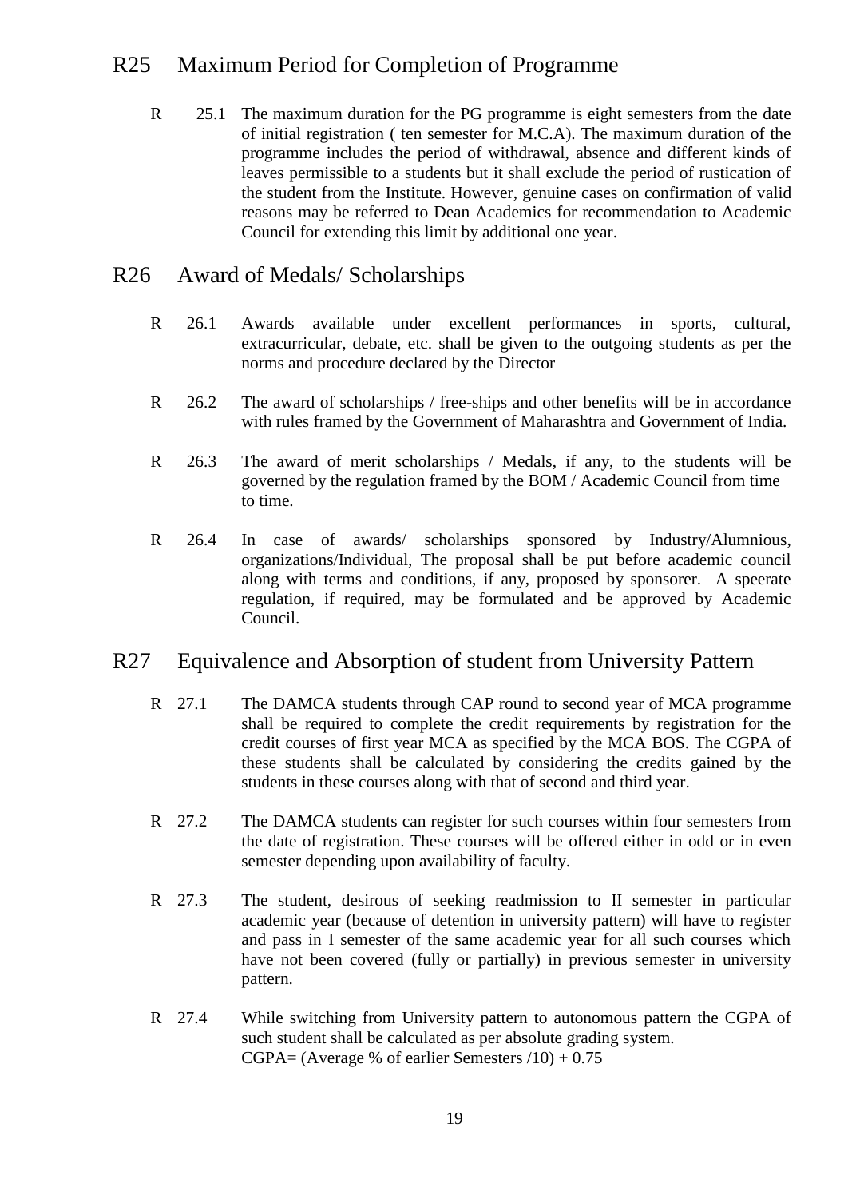## R25 Maximum Period for Completion of Programme

R 25.1 The maximum duration for the PG programme is eight semesters from the date of initial registration ( ten semester for M.C.A). The maximum duration of the programme includes the period of withdrawal, absence and different kinds of leaves permissible to a students but it shall exclude the period of rustication of the student from the Institute. However, genuine cases on confirmation of valid reasons may be referred to Dean Academics for recommendation to Academic Council for extending this limit by additional one year.

## R26 Award of Medals/ Scholarships

R 26.1 Awards available under excellent performances in sports, cultural, extracurricular, debate, etc. shall be given to the outgoing students as per the norms and procedure declared by the Director

R 26.2 The award of scholarships / free-ships and other benefits will be in accordance with rules framed by the Government of Maharashtra and Government of India.

R 26.3 The award of merit scholarships / Medals, if any, to the students will be governed by the regulation framed by the BOM / Academic Council from time to time.

R 26.4 In case of awards/ scholarships sponsored by Industry/Alumnious, organizations/Individual, The proposal shall be put before academic council along with terms and conditions, if any, proposed by sponsorer. A speerate regulation, if required, may be formulated and be approved by Academic Council.

## R27 Equivalence and Absorption of student from University Pattern

R 27.1 The DAMCA students through CAP round to second year of MCA programme shall be required to complete the credit requirements by registration for the credit courses of first year MCA as specified by the MCA BOS. The CGPA of these students shall be calculated by considering the credits gained by the students in these courses along with that of second and third year.

R 27.2 The DAMCA students can register for such courses within four semesters from the date of registration. These courses will be offered either in odd or in even semester depending upon availability of faculty.

R 27.3 The student, desirous of seeking readmission to II semester in particular academic year (because of detention in university pattern) will have to register and pass in I semester of the same academic year for all such courses which have not been covered (fully or partially) in previous semester in university pattern.

R 27.4 While switching from University pattern to autonomous pattern the CGPA of such student shall be calculated as per absolute grading system.
CGPA= (Average % of earlier Semesters /10) + 0.75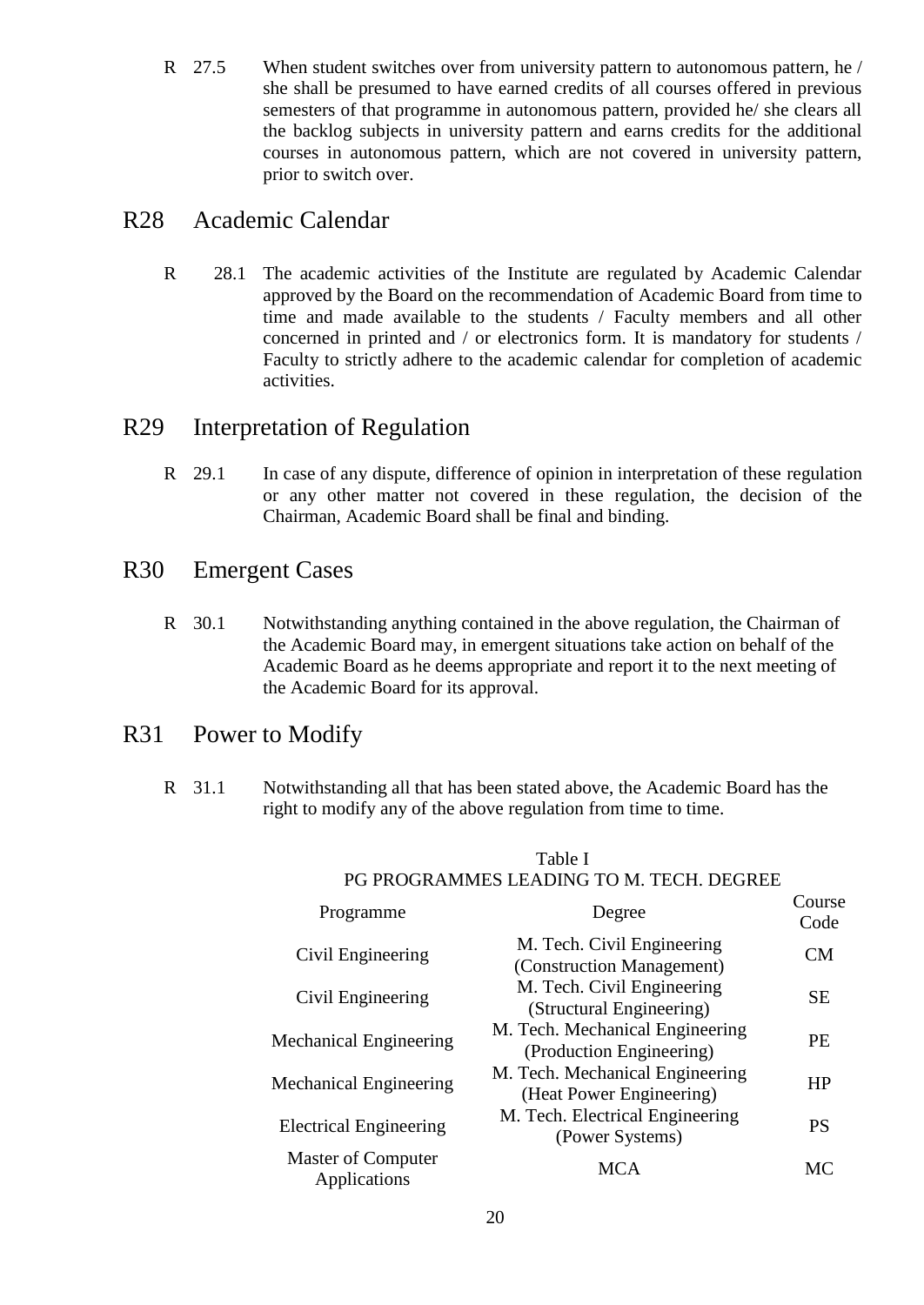R 27.5 When student switches over from university pattern to autonomous pattern, he / she shall be presumed to have earned credits of all courses offered in previous semesters of that programme in autonomous pattern, provided he/ she clears all the backlog subjects in university pattern and earns credits for the additional courses in autonomous pattern, which are not covered in university pattern, prior to switch over.

## R28 Academic Calendar

R 28.1 The academic activities of the Institute are regulated by Academic Calendar approved by the Board on the recommendation of Academic Board from time to time and made available to the students / Faculty members and all other concerned in printed and / or electronics form. It is mandatory for students / Faculty to strictly adhere to the academic calendar for completion of academic activities.

## R29 Interpretation of Regulation

R 29.1 In case of any dispute, difference of opinion in interpretation of these regulation or any other matter not covered in these regulation, the decision of the Chairman, Academic Board shall be final and binding.

## R30 Emergent Cases

R 30.1 Notwithstanding anything contained in the above regulation, the Chairman of the Academic Board may, in emergent situations take action on behalf of the Academic Board as he deems appropriate and report it to the next meeting of the Academic Board for its approval.

## R31 Power to Modify

R 31.1 Notwithstanding all that has been stated above, the Academic Board has the right to modify any of the above regulation from time to time.

Table I
PG PROGRAMMES LEADING TO M. TECH. DEGREE

| Programme | Degree | Course Code |
|---|---|---|
| Civil Engineering | M. Tech. Civil Engineering (Construction Management) | CM |
| Civil Engineering | M. Tech. Civil Engineering (Structural Engineering) | SE |
| Mechanical Engineering | M. Tech. Mechanical Engineering (Production Engineering) | PE |
| Mechanical Engineering | M. Tech. Mechanical Engineering (Heat Power Engineering) | HP |
| Electrical Engineering | M. Tech. Electrical Engineering (Power Systems) | PS |
| Master of Computer Applications | MCA | MC |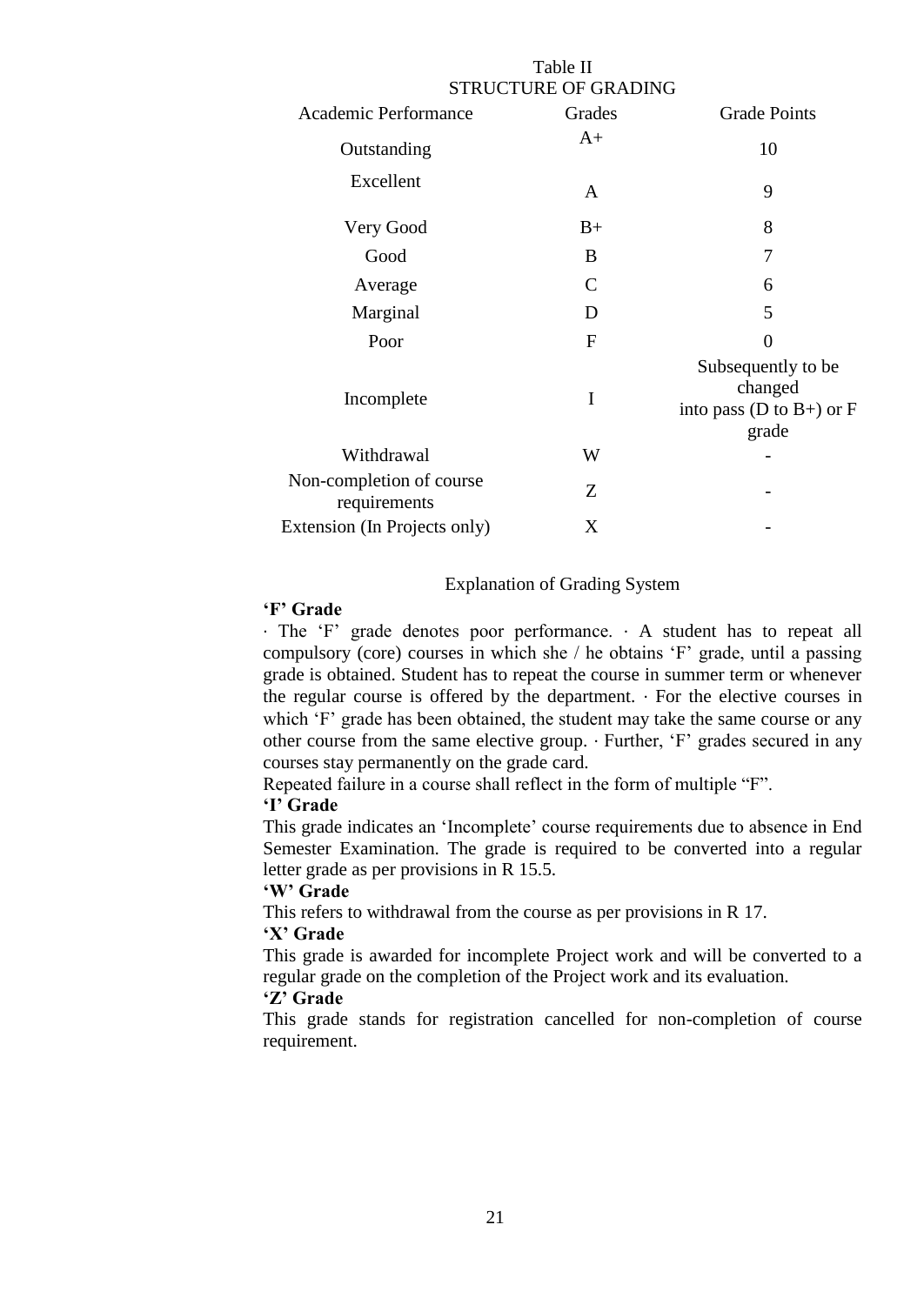Table II
STRUCTURE OF GRADING

| Academic Performance | Grades | Grade Points |
| --- | --- | --- |
| Outstanding | A+ | 10 |
| Excellent | A | 9 |
| Very Good | B+ | 8 |
| Good | B | 7 |
| Average | C | 6 |
| Marginal | D | 5 |
| Poor | F | 0 |
| Incomplete | I | Subsequently to be changed into pass (D to B+) or F grade |
| Withdrawal | W | - |
| Non-completion of course requirements | Z | - |
| Extension (In Projects only) | X | - |

Explanation of Grading System

**'F' Grade**

· The 'F' grade denotes poor performance. · A student has to repeat all compulsory (core) courses in which she / he obtains 'F' grade, until a passing grade is obtained. Student has to repeat the course in summer term or whenever the regular course is offered by the department. · For the elective courses in which 'F' grade has been obtained, the student may take the same course or any other course from the same elective group. · Further, 'F' grades secured in any courses stay permanently on the grade card.

Repeated failure in a course shall reflect in the form of multiple "F".

**'I' Grade**

This grade indicates an 'Incomplete' course requirements due to absence in End Semester Examination. The grade is required to be converted into a regular letter grade as per provisions in R 15.5.

**'W' Grade**

This refers to withdrawal from the course as per provisions in R 17.

**'X' Grade**

This grade is awarded for incomplete Project work and will be converted to a regular grade on the completion of the Project work and its evaluation.

**'Z' Grade**

This grade stands for registration cancelled for non-completion of course requirement.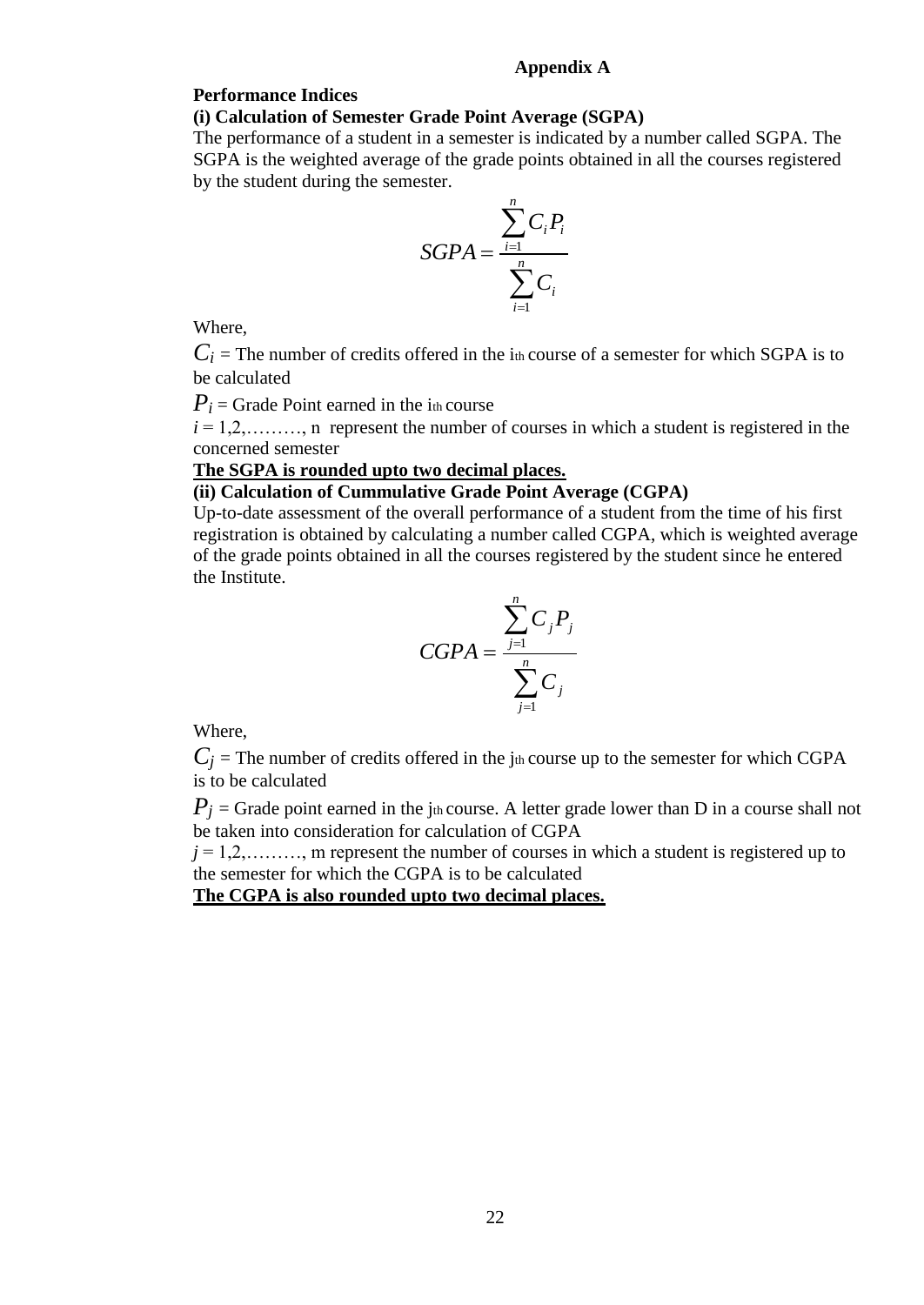# Appendix A

## Performance Indices

### (i) Calculation of Semester Grade Point Average (SGPA)

The performance of a student in a semester is indicated by a number called SGPA. The SGPA is the weighted average of the grade points obtained in all the courses registered by the student during the semester.

$$SGPA = \frac{\sum_{i=1}^{n} C_i P_i}{\sum_{i=1}^{n} C_i}$$

Where,

$C_i$ = The number of credits offered in the ith course of a semester for which SGPA is to be calculated

$P_i$ = Grade Point earned in the ith course

$i$ = 1,2,………, n represent the number of courses in which a student is registered in the concerned semester

<u>**The SGPA is rounded upto two decimal places.**</u>

### (ii) Calculation of Cummulative Grade Point Average (CGPA)

Up-to-date assessment of the overall performance of a student from the time of his first registration is obtained by calculating a number called CGPA, which is weighted average of the grade points obtained in all the courses registered by the student since he entered the Institute.

$$CGPA = \frac{\sum_{j=1}^{n} C_j P_j}{\sum_{j=1}^{n} C_j}$$

Where,

$C_j$ = The number of credits offered in the jth course up to the semester for which CGPA is to be calculated

$P_j$ = Grade point earned in the jth course. A letter grade lower than D in a course shall not be taken into consideration for calculation of CGPA

$j$ = 1,2,………, m represent the number of courses in which a student is registered up to the semester for which the CGPA is to be calculated

<u>**The CGPA is also rounded upto two decimal places.**</u>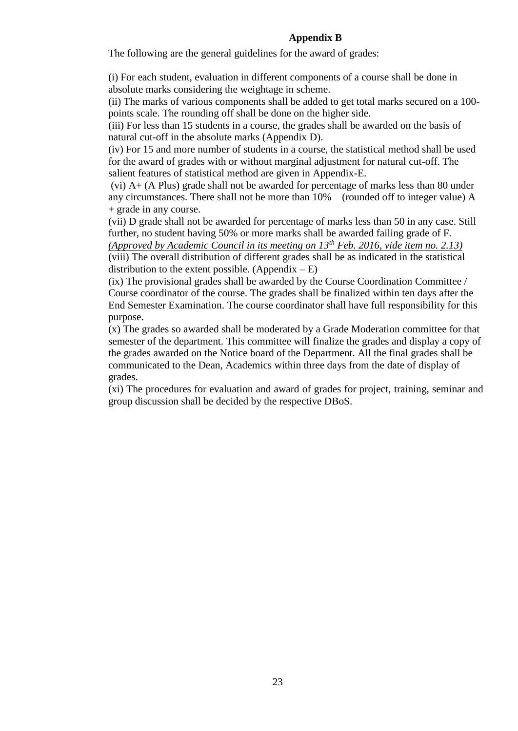## Appendix B

The following are the general guidelines for the award of grades:

(i) For each student, evaluation in different components of a course shall be done in absolute marks considering the weightage in scheme.

(ii) The marks of various components shall be added to get total marks secured on a 100-points scale. The rounding off shall be done on the higher side.

(iii) For less than 15 students in a course, the grades shall be awarded on the basis of natural cut-off in the absolute marks (Appendix D).

(iv) For 15 and more number of students in a course, the statistical method shall be used for the award of grades with or without marginal adjustment for natural cut-off. The salient features of statistical method are given in Appendix-E.

(vi) A+ (A Plus) grade shall not be awarded for percentage of marks less than 80 under any circumstances. There shall not be more than 10% (rounded off to integer value) A + grade in any course.

(vii) D grade shall not be awarded for percentage of marks less than 50 in any case. Still further, no student having 50% or more marks shall be awarded failing grade of F. *(Approved by Academic Council in its meeting on 13th Feb. 2016, vide item no. 2.13)*

(viii) The overall distribution of different grades shall be as indicated in the statistical distribution to the extent possible. (Appendix – E)

(ix) The provisional grades shall be awarded by the Course Coordination Committee / Course coordinator of the course. The grades shall be finalized within ten days after the End Semester Examination. The course coordinator shall have full responsibility for this purpose.

(x) The grades so awarded shall be moderated by a Grade Moderation committee for that semester of the department. This committee will finalize the grades and display a copy of the grades awarded on the Notice board of the Department. All the final grades shall be communicated to the Dean, Academics within three days from the date of display of grades.

(xi) The procedures for evaluation and award of grades for project, training, seminar and group discussion shall be decided by the respective DBoS.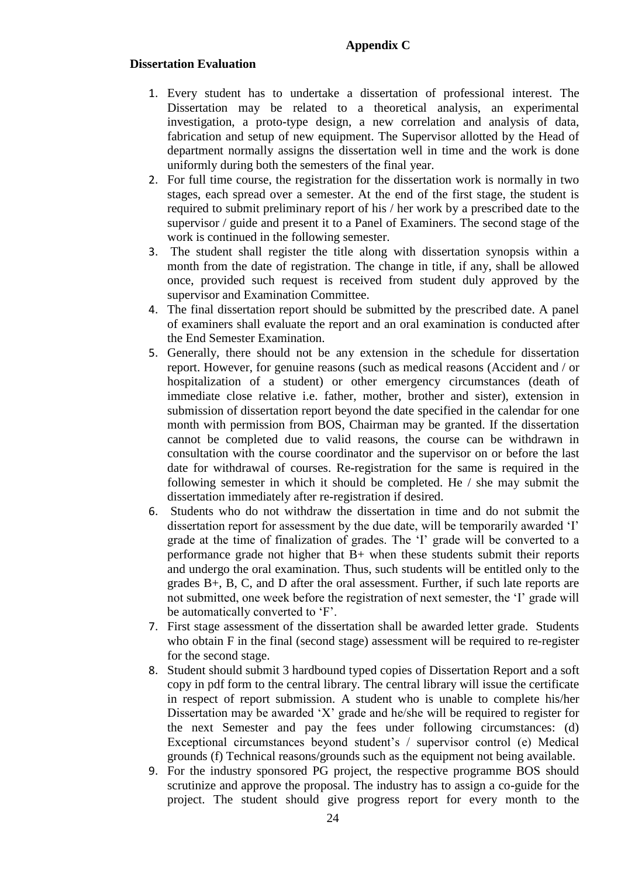**Appendix C**

**Dissertation Evaluation**

1. Every student has to undertake a dissertation of professional interest. The Dissertation may be related to a theoretical analysis, an experimental investigation, a proto-type design, a new correlation and analysis of data, fabrication and setup of new equipment. The Supervisor allotted by the Head of department normally assigns the dissertation well in time and the work is done uniformly during both the semesters of the final year.
2. For full time course, the registration for the dissertation work is normally in two stages, each spread over a semester. At the end of the first stage, the student is required to submit preliminary report of his / her work by a prescribed date to the supervisor / guide and present it to a Panel of Examiners. The second stage of the work is continued in the following semester.
3. The student shall register the title along with dissertation synopsis within a month from the date of registration. The change in title, if any, shall be allowed once, provided such request is received from student duly approved by the supervisor and Examination Committee.
4. The final dissertation report should be submitted by the prescribed date. A panel of examiners shall evaluate the report and an oral examination is conducted after the End Semester Examination.
5. Generally, there should not be any extension in the schedule for dissertation report. However, for genuine reasons (such as medical reasons (Accident and / or hospitalization of a student) or other emergency circumstances (death of immediate close relative i.e. father, mother, brother and sister), extension in submission of dissertation report beyond the date specified in the calendar for one month with permission from BOS, Chairman may be granted. If the dissertation cannot be completed due to valid reasons, the course can be withdrawn in consultation with the course coordinator and the supervisor on or before the last date for withdrawal of courses. Re-registration for the same is required in the following semester in which it should be completed. He / she may submit the dissertation immediately after re-registration if desired.
6. Students who do not withdraw the dissertation in time and do not submit the dissertation report for assessment by the due date, will be temporarily awarded 'I' grade at the time of finalization of grades. The 'I' grade will be converted to a performance grade not higher that B+ when these students submit their reports and undergo the oral examination. Thus, such students will be entitled only to the grades B+, B, C, and D after the oral assessment. Further, if such late reports are not submitted, one week before the registration of next semester, the 'I' grade will be automatically converted to 'F'.
7. First stage assessment of the dissertation shall be awarded letter grade. Students who obtain F in the final (second stage) assessment will be required to re-register for the second stage.
8. Student should submit 3 hardbound typed copies of Dissertation Report and a soft copy in pdf form to the central library. The central library will issue the certificate in respect of report submission. A student who is unable to complete his/her Dissertation may be awarded 'X' grade and he/she will be required to register for the next Semester and pay the fees under following circumstances: (d) Exceptional circumstances beyond student's / supervisor control (e) Medical grounds (f) Technical reasons/grounds such as the equipment not being available.
9. For the industry sponsored PG project, the respective programme BOS should scrutinize and approve the proposal. The industry has to assign a co-guide for the project. The student should give progress report for every month to the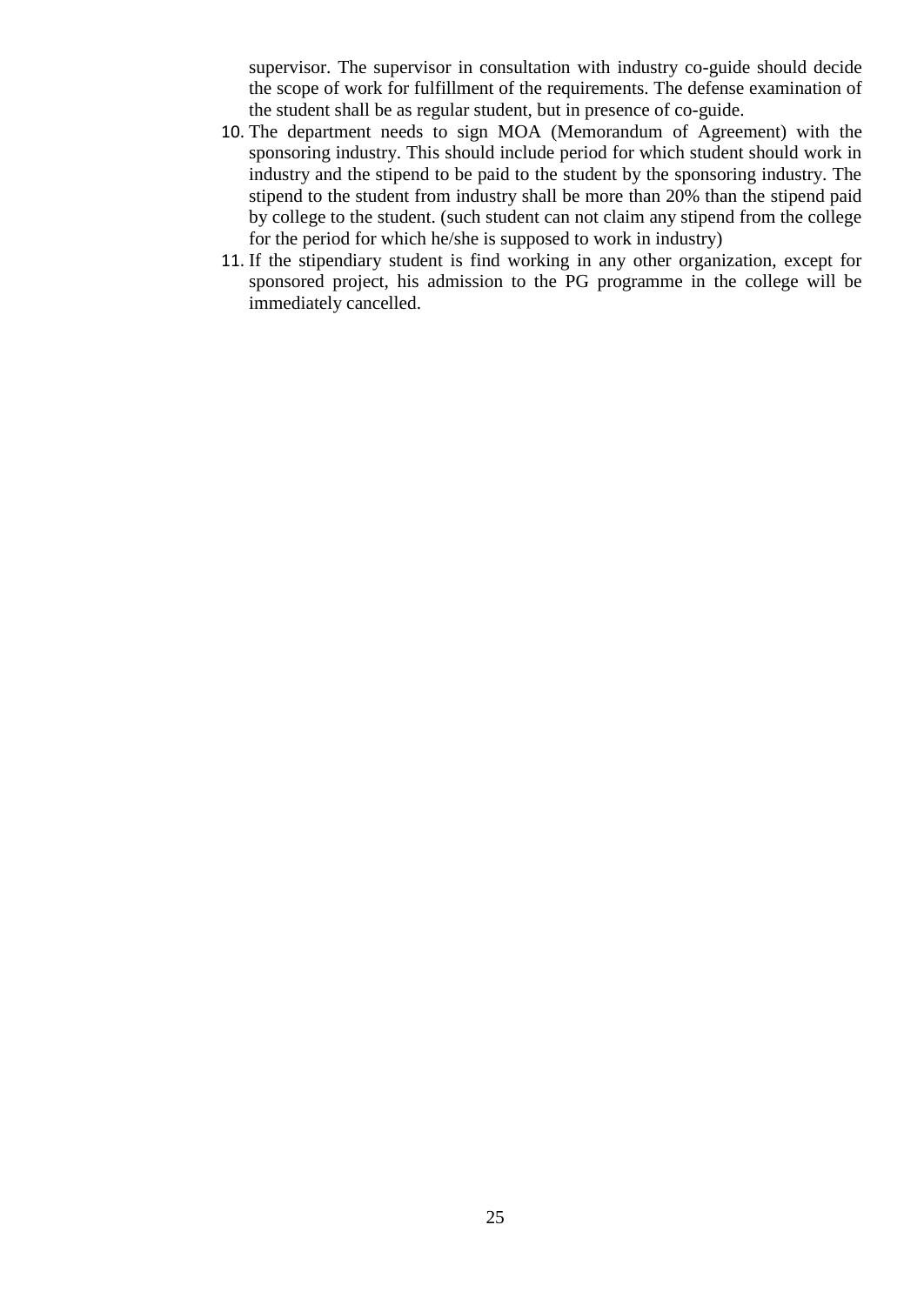supervisor. The supervisor in consultation with industry co-guide should decide the scope of work for fulfillment of the requirements. The defense examination of the student shall be as regular student, but in presence of co-guide.

10. The department needs to sign MOA (Memorandum of Agreement) with the sponsoring industry. This should include period for which student should work in industry and the stipend to be paid to the student by the sponsoring industry. The stipend to the student from industry shall be more than 20% than the stipend paid by college to the student. (such student can not claim any stipend from the college for the period for which he/she is supposed to work in industry)
11. If the stipendiary student is find working in any other organization, except for sponsored project, his admission to the PG programme in the college will be immediately cancelled.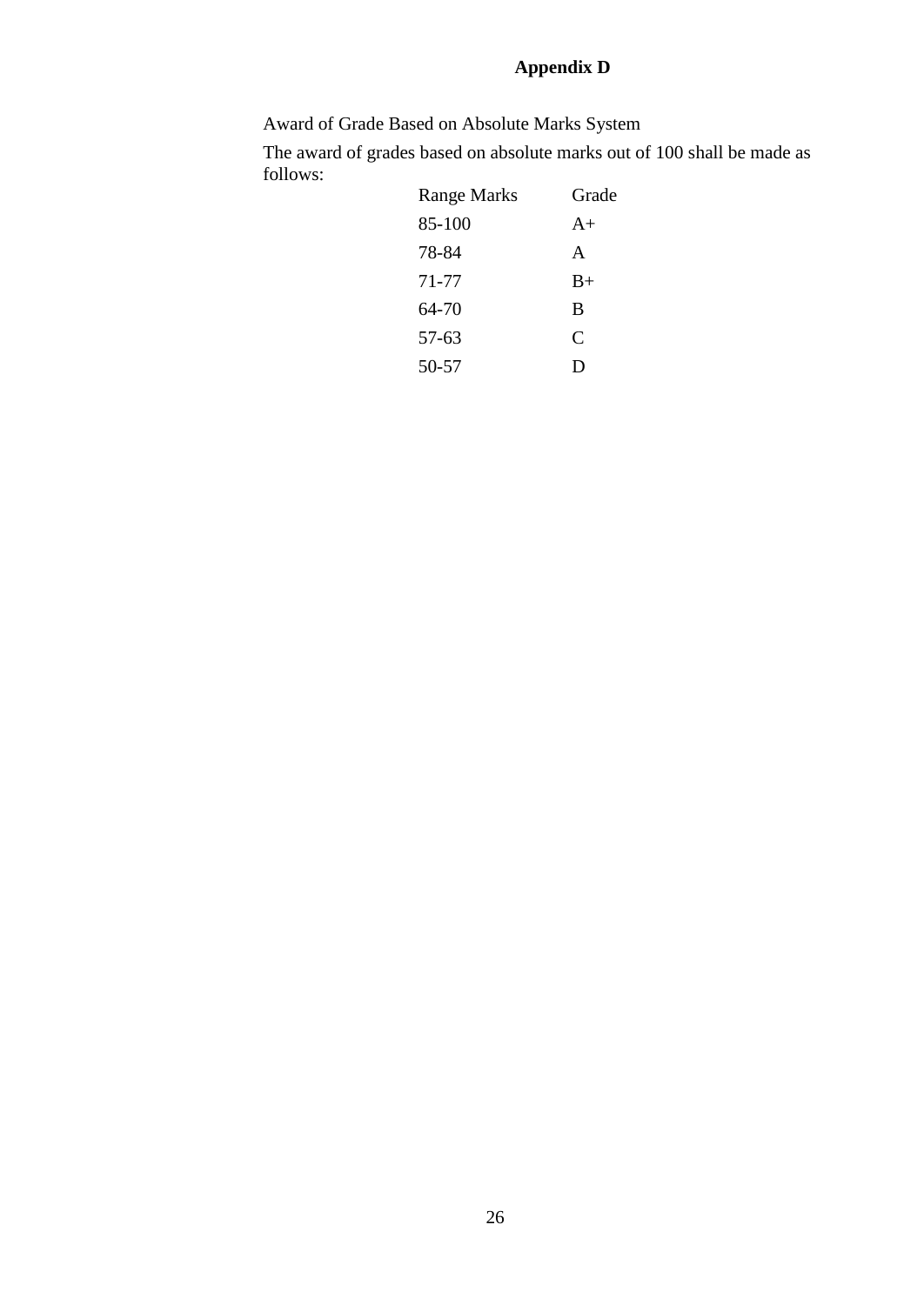# Appendix D

Award of Grade Based on Absolute Marks System

The award of grades based on absolute marks out of 100 shall be made as follows:

| Range Marks | Grade |
|---|---|
| 85-100 | A+ |
| 78-84 | A |
| 71-77 | B+ |
| 64-70 | B |
| 57-63 | C |
| 50-57 | D |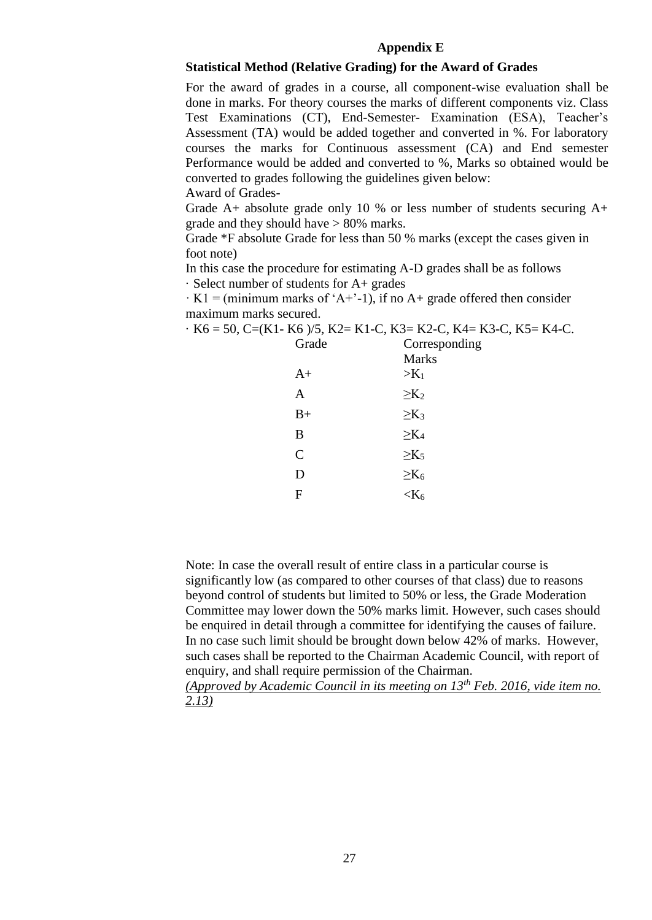## Appendix E

### Statistical Method (Relative Grading) for the Award of Grades

For the award of grades in a course, all component-wise evaluation shall be done in marks. For theory courses the marks of different components viz. Class Test Examinations (CT), End-Semester- Examination (ESA), Teacher's Assessment (TA) would be added together and converted in %. For laboratory courses the marks for Continuous assessment (CA) and End semester Performance would be added and converted to %, Marks so obtained would be converted to grades following the guidelines given below:

Award of Grades-

Grade A+ absolute grade only 10 % or less number of students securing A+ grade and they should have > 80% marks.

Grade *F absolute Grade for less than 50 % marks (except the cases given in foot note)

In this case the procedure for estimating A-D grades shall be as follows

· Select number of students for A+ grades

· K1 = (minimum marks of 'A+'-1), if no A+ grade offered then consider maximum marks secured.

· K6 = 50, C=(K1- K6 )/5, K2= K1-C, K3= K2-C, K4= K3-C, K5= K4-C.

| Grade | Corresponding Marks |
|---|---|
| A+ | $>K_1$ |
| A | $\geq K_2$ |
| B+ | $\geq K_3$ |
| B | $\geq K_4$ |
| C | $\geq K_5$ |
| D | $\geq K_6$ |
| F | $<K_6$ |

Note: In case the overall result of entire class in a particular course is significantly low (as compared to other courses of that class) due to reasons beyond control of students but limited to 50% or less, the Grade Moderation Committee may lower down the 50% marks limit. However, such cases should be enquired in detail through a committee for identifying the causes of failure. In no case such limit should be brought down below 42% of marks. However, such cases shall be reported to the Chairman Academic Council, with report of enquiry, and shall require permission of the Chairman.

*(Approved by Academic Council in its meeting on 13th Feb. 2016, vide item no. 2.13)*